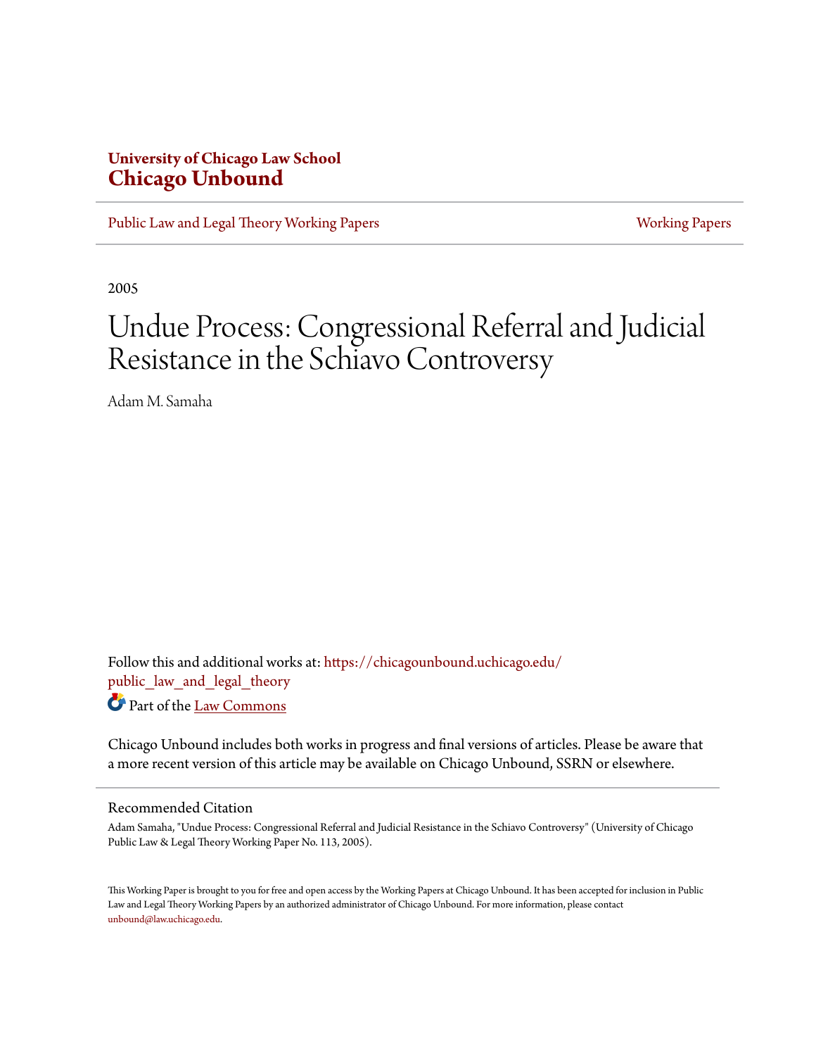**University of Chicago Law School**
**Chicago Unbound**

Public Law and Legal Theory Working Papers | Working Papers

2005

# Undue Process: Congressional Referral and Judicial Resistance in the Schiavo Controversy

Adam M. Samaha

Follow this and additional works at: https://chicagounbound.uchicago.edu/public_law_and_legal_theory

Part of the Law Commons

Chicago Unbound includes both works in progress and final versions of articles. Please be aware that a more recent version of this article may be available on Chicago Unbound, SSRN or elsewhere.

## Recommended Citation

Adam Samaha, "Undue Process: Congressional Referral and Judicial Resistance in the Schiavo Controversy" (University of Chicago Public Law & Legal Theory Working Paper No. 113, 2005).

This Working Paper is brought to you for free and open access by the Working Papers at Chicago Unbound. It has been accepted for inclusion in Public Law and Legal Theory Working Papers by an authorized administrator of Chicago Unbound. For more information, please contact unbound@law.uchicago.edu.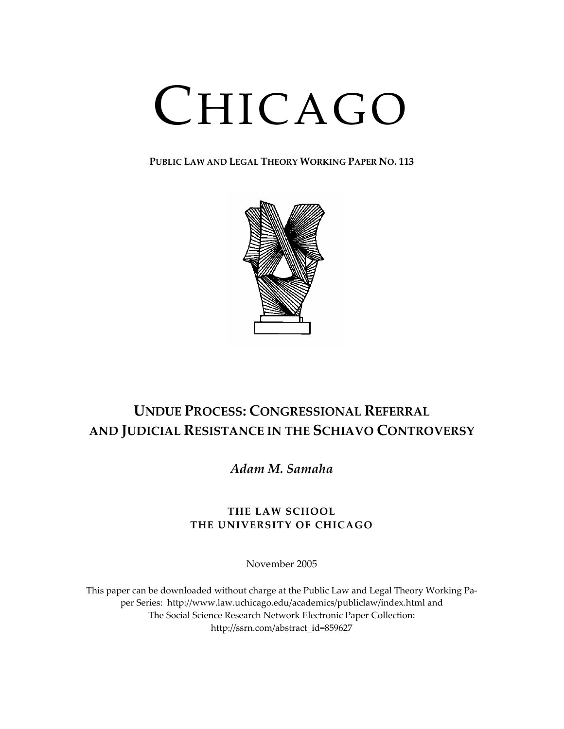# CHICAGO

**PUBLIC LAW AND LEGAL THEORY WORKING PAPER NO. 113**

## UNDUE PROCESS: CONGRESSIONAL REFERRAL AND JUDICIAL RESISTANCE IN THE SCHIAVO CONTROVERSY

***Adam M. Samaha***

**THE LAW SCHOOL**
**THE UNIVERSITY OF CHICAGO**

November 2005

This paper can be downloaded without charge at the Public Law and Legal Theory Working Paper Series: http://www.law.uchicago.edu/academics/publiclaw/index.html and The Social Science Research Network Electronic Paper Collection: http://ssrn.com/abstract_id=859627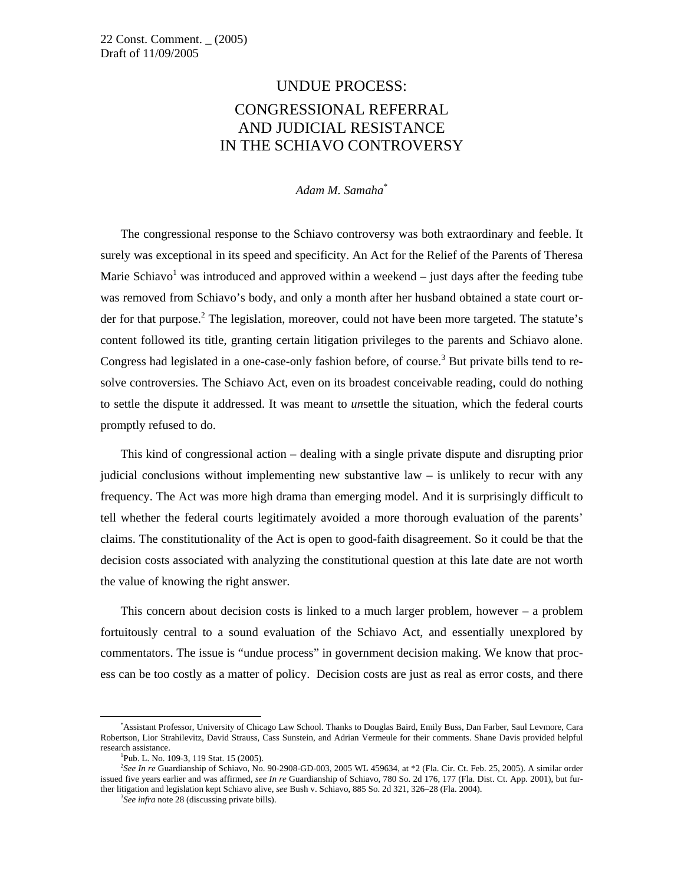# UNDUE PROCESS: CONGRESSIONAL REFERRAL AND JUDICIAL RESISTANCE IN THE SCHIAVO CONTROVERSY

*Adam M. Samaha*[*]

The congressional response to the Schiavo controversy was both extraordinary and feeble. It surely was exceptional in its speed and specificity. An Act for the Relief of the Parents of Theresa Marie Schiavo[1] was introduced and approved within a weekend – just days after the feeding tube was removed from Schiavo's body, and only a month after her husband obtained a state court order for that purpose.[2] The legislation, moreover, could not have been more targeted. The statute's content followed its title, granting certain litigation privileges to the parents and Schiavo alone. Congress had legislated in a one-case-only fashion before, of course.[3] But private bills tend to resolve controversies. The Schiavo Act, even on its broadest conceivable reading, could do nothing to settle the dispute it addressed. It was meant to *un*settle the situation, which the federal courts promptly refused to do.

This kind of congressional action – dealing with a single private dispute and disrupting prior judicial conclusions without implementing new substantive law – is unlikely to recur with any frequency. The Act was more high drama than emerging model. And it is surprisingly difficult to tell whether the federal courts legitimately avoided a more thorough evaluation of the parents' claims. The constitutionality of the Act is open to good-faith disagreement. So it could be that the decision costs associated with analyzing the constitutional question at this late date are not worth the value of knowing the right answer.

This concern about decision costs is linked to a much larger problem, however – a problem fortuitously central to a sound evaluation of the Schiavo Act, and essentially unexplored by commentators. The issue is "undue process" in government decision making. We know that process can be too costly as a matter of policy. Decision costs are just as real as error costs, and there

---

[*] Assistant Professor, University of Chicago Law School. Thanks to Douglas Baird, Emily Buss, Dan Farber, Saul Levmore, Cara Robertson, Lior Strahilevitz, David Strauss, Cass Sunstein, and Adrian Vermeule for their comments. Shane Davis provided helpful research assistance.

[1] Pub. L. No. 109-3, 119 Stat. 15 (2005).

[2] *See In re* Guardianship of Schiavo, No. 90-2908-GD-003, 2005 WL 459634, at *2 (Fla. Cir. Ct. Feb. 25, 2005). A similar order issued five years earlier and was affirmed, *see In re* Guardianship of Schiavo, 780 So. 2d 176, 177 (Fla. Dist. Ct. App. 2001), but further litigation and legislation kept Schiavo alive, *see* Bush v. Schiavo, 885 So. 2d 321, 326–28 (Fla. 2004).

[3] *See infra* note 28 (discussing private bills).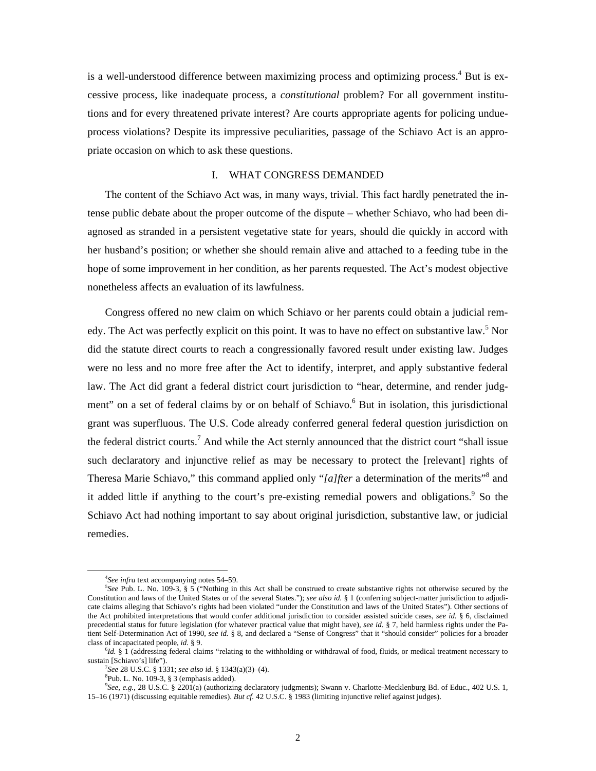is a well-understood difference between maximizing process and optimizing process.[4] But is excessive process, like inadequate process, a *constitutional* problem? For all government institutions and for every threatened private interest? Are courts appropriate agents for policing undue-process violations? Despite its impressive peculiarities, passage of the Schiavo Act is an appropriate occasion on which to ask these questions.

## I. WHAT CONGRESS DEMANDED

The content of the Schiavo Act was, in many ways, trivial. This fact hardly penetrated the intense public debate about the proper outcome of the dispute – whether Schiavo, who had been diagnosed as stranded in a persistent vegetative state for years, should die quickly in accord with her husband's position; or whether she should remain alive and attached to a feeding tube in the hope of some improvement in her condition, as her parents requested. The Act's modest objective nonetheless affects an evaluation of its lawfulness.

Congress offered no new claim on which Schiavo or her parents could obtain a judicial remedy. The Act was perfectly explicit on this point. It was to have no effect on substantive law.[5] Nor did the statute direct courts to reach a congressionally favored result under existing law. Judges were no less and no more free after the Act to identify, interpret, and apply substantive federal law. The Act did grant a federal district court jurisdiction to "hear, determine, and render judgment" on a set of federal claims by or on behalf of Schiavo.[6] But in isolation, this jurisdictional grant was superfluous. The U.S. Code already conferred general federal question jurisdiction on the federal district courts.[7] And while the Act sternly announced that the district court "shall issue such declaratory and injunctive relief as may be necessary to protect the [relevant] rights of Theresa Marie Schiavo," this command applied only "*[a]fter* a determination of the merits"[8] and it added little if anything to the court's pre-existing remedial powers and obligations.[9] So the Schiavo Act had nothing important to say about original jurisdiction, substantive law, or judicial remedies.

---

[4] *See infra* text accompanying notes 54–59.

[5] *See* Pub. L. No. 109-3, § 5 ("Nothing in this Act shall be construed to create substantive rights not otherwise secured by the Constitution and laws of the United States or of the several States."); *see also id.* § 1 (conferring subject-matter jurisdiction to adjudicate claims alleging that Schiavo's rights had been violated "under the Constitution and laws of the United States"). Other sections of the Act prohibited interpretations that would confer additional jurisdiction to consider assisted suicide cases, *see id.* § 6, disclaimed precedential status for future legislation (for whatever practical value that might have), *see id.* § 7, held harmless rights under the Patient Self-Determination Act of 1990, *see id.* § 8, and declared a "Sense of Congress" that it "should consider" policies for a broader class of incapacitated people, *id.* § 9.

[6] *Id.* § 1 (addressing federal claims "relating to the withholding or withdrawal of food, fluids, or medical treatment necessary to sustain [Schiavo's] life").

[7] *See* 28 U.S.C. § 1331; *see also id.* § 1343(a)(3)–(4).

[8] Pub. L. No. 109-3, § 3 (emphasis added).

[9] *See, e.g.*, 28 U.S.C. § 2201(a) (authorizing declaratory judgments); Swann v. Charlotte-Mecklenburg Bd. of Educ., 402 U.S. 1, 15–16 (1971) (discussing equitable remedies). *But cf.* 42 U.S.C. § 1983 (limiting injunctive relief against judges).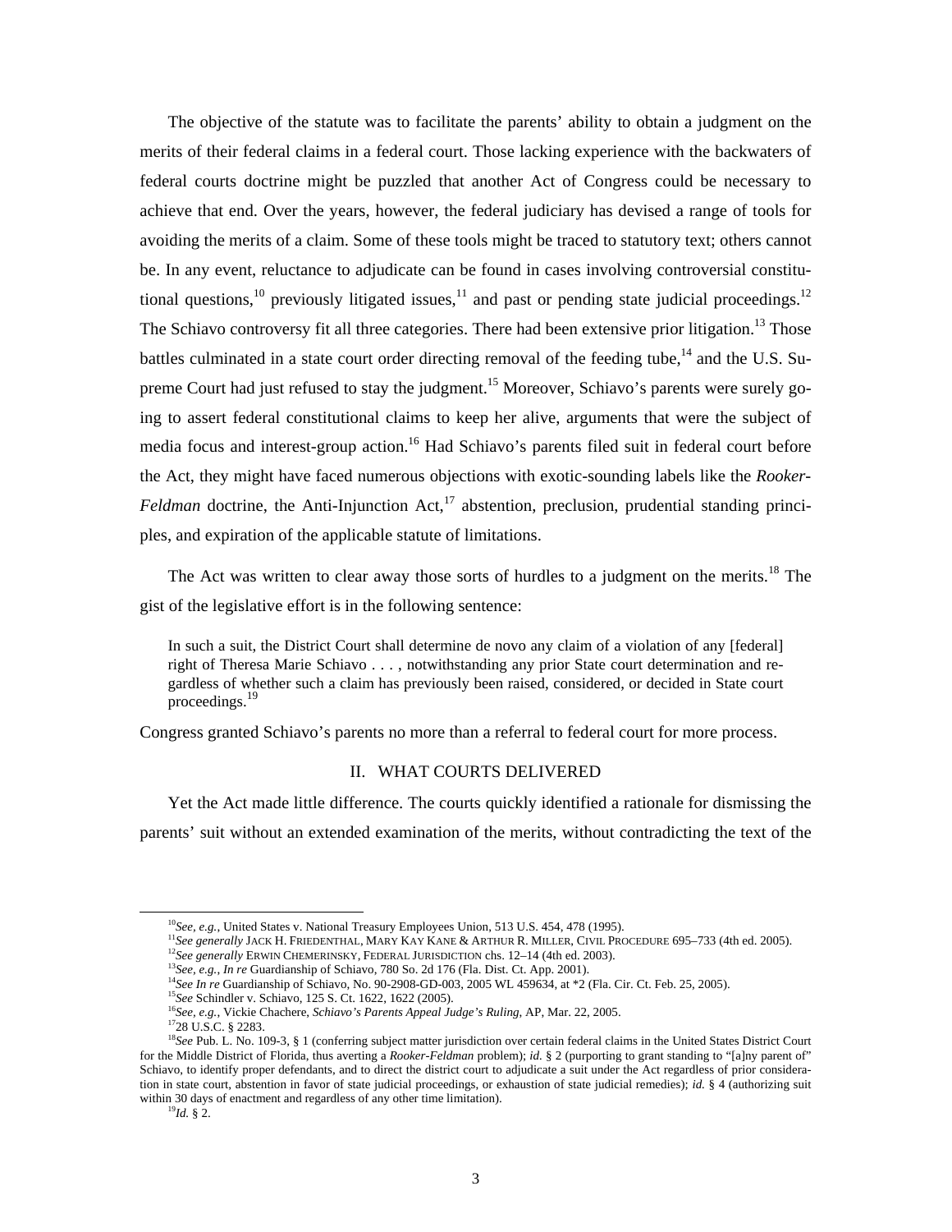The objective of the statute was to facilitate the parents' ability to obtain a judgment on the merits of their federal claims in a federal court. Those lacking experience with the backwaters of federal courts doctrine might be puzzled that another Act of Congress could be necessary to achieve that end. Over the years, however, the federal judiciary has devised a range of tools for avoiding the merits of a claim. Some of these tools might be traced to statutory text; others cannot be. In any event, reluctance to adjudicate can be found in cases involving controversial constitutional questions,[10] previously litigated issues,[11] and past or pending state judicial proceedings.[12] The Schiavo controversy fit all three categories. There had been extensive prior litigation.[13] Those battles culminated in a state court order directing removal of the feeding tube,[14] and the U.S. Supreme Court had just refused to stay the judgment.[15] Moreover, Schiavo's parents were surely going to assert federal constitutional claims to keep her alive, arguments that were the subject of media focus and interest-group action.[16] Had Schiavo's parents filed suit in federal court before the Act, they might have faced numerous objections with exotic-sounding labels like the *Rooker-Feldman* doctrine, the Anti-Injunction Act,[17] abstention, preclusion, prudential standing principles, and expiration of the applicable statute of limitations.

The Act was written to clear away those sorts of hurdles to a judgment on the merits.[18] The gist of the legislative effort is in the following sentence:

> In such a suit, the District Court shall determine de novo any claim of a violation of any [federal] right of Theresa Marie Schiavo . . . , notwithstanding any prior State court determination and regardless of whether such a claim has previously been raised, considered, or decided in State court proceedings.[19]

Congress granted Schiavo's parents no more than a referral to federal court for more process.

## II. WHAT COURTS DELIVERED

Yet the Act made little difference. The courts quickly identified a rationale for dismissing the parents' suit without an extended examination of the merits, without contradicting the text of the

---

[10] *See, e.g.*, United States v. National Treasury Employees Union, 513 U.S. 454, 478 (1995).

[11] *See generally* JACK H. FRIEDENTHAL, MARY KAY KANE & ARTHUR R. MILLER, CIVIL PROCEDURE 695–733 (4th ed. 2005).

[12] *See generally* ERWIN CHEMERINSKY, FEDERAL JURISDICTION chs. 12–14 (4th ed. 2003).

[13] *See, e.g.*, *In re* Guardianship of Schiavo, 780 So. 2d 176 (Fla. Dist. Ct. App. 2001).

[14] *See In re* Guardianship of Schiavo, No. 90-2908-GD-003, 2005 WL 459634, at *2 (Fla. Cir. Ct. Feb. 25, 2005).

[15] *See* Schindler v. Schiavo, 125 S. Ct. 1622, 1622 (2005).

[16] *See, e.g.*, Vickie Chachere, *Schiavo's Parents Appeal Judge's Ruling*, AP, Mar. 22, 2005.

[17] 28 U.S.C. § 2283.

[18] *See* Pub. L. No. 109-3, § 1 (conferring subject matter jurisdiction over certain federal claims in the United States District Court for the Middle District of Florida, thus averting a *Rooker-Feldman* problem); *id.* § 2 (purporting to grant standing to "[a]ny parent of" Schiavo, to identify proper defendants, and to direct the district court to adjudicate a suit under the Act regardless of prior consideration in state court, abstention in favor of state judicial proceedings, or exhaustion of state judicial remedies); *id.* § 4 (authorizing suit within 30 days of enactment and regardless of any other time limitation).

[19] *Id.* § 2.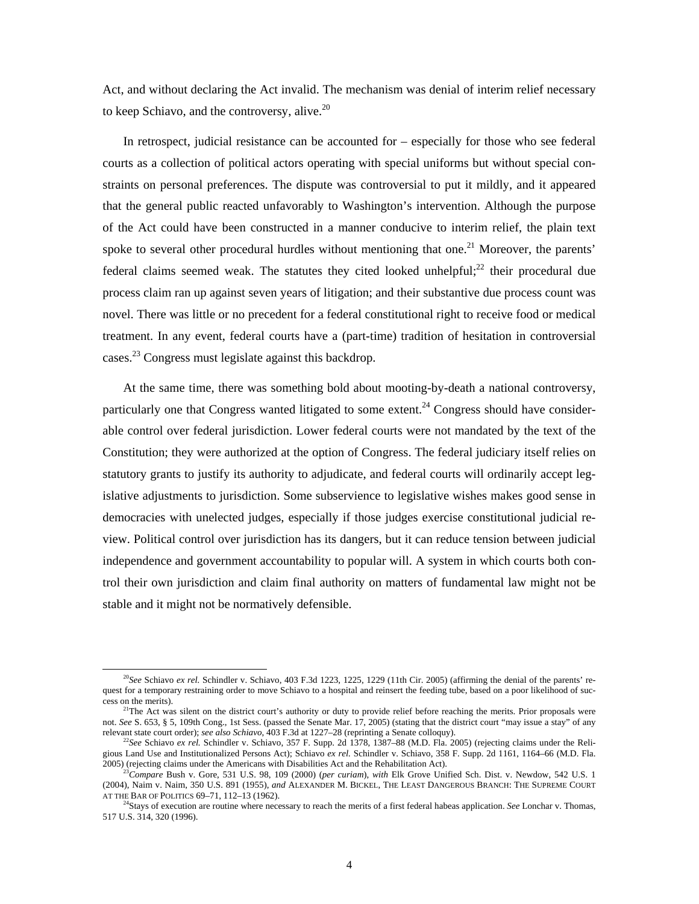Act, and without declaring the Act invalid. The mechanism was denial of interim relief necessary to keep Schiavo, and the controversy, alive.[20]

In retrospect, judicial resistance can be accounted for – especially for those who see federal courts as a collection of political actors operating with special uniforms but without special constraints on personal preferences. The dispute was controversial to put it mildly, and it appeared that the general public reacted unfavorably to Washington's intervention. Although the purpose of the Act could have been constructed in a manner conducive to interim relief, the plain text spoke to several other procedural hurdles without mentioning that one.[21] Moreover, the parents' federal claims seemed weak. The statutes they cited looked unhelpful;[22] their procedural due process claim ran up against seven years of litigation; and their substantive due process count was novel. There was little or no precedent for a federal constitutional right to receive food or medical treatment. In any event, federal courts have a (part-time) tradition of hesitation in controversial cases.[23] Congress must legislate against this backdrop.

At the same time, there was something bold about mooting-by-death a national controversy, particularly one that Congress wanted litigated to some extent.[24] Congress should have considerable control over federal jurisdiction. Lower federal courts were not mandated by the text of the Constitution; they were authorized at the option of Congress. The federal judiciary itself relies on statutory grants to justify its authority to adjudicate, and federal courts will ordinarily accept legislative adjustments to jurisdiction. Some subservience to legislative wishes makes good sense in democracies with unelected judges, especially if those judges exercise constitutional judicial review. Political control over jurisdiction has its dangers, but it can reduce tension between judicial independence and government accountability to popular will. A system in which courts both control their own jurisdiction and claim final authority on matters of fundamental law might not be stable and it might not be normatively defensible.

---

[20] *See* Schiavo *ex rel.* Schindler v. Schiavo, 403 F.3d 1223, 1225, 1229 (11th Cir. 2005) (affirming the denial of the parents' request for a temporary restraining order to move Schiavo to a hospital and reinsert the feeding tube, based on a poor likelihood of success on the merits).

[21] The Act was silent on the district court's authority or duty to provide relief before reaching the merits. Prior proposals were not. *See* S. 653, § 5, 109th Cong., 1st Sess. (passed the Senate Mar. 17, 2005) (stating that the district court "may issue a stay" of any relevant state court order); *see also Schiavo*, 403 F.3d at 1227–28 (reprinting a Senate colloquy).

[22] *See* Schiavo *ex rel.* Schindler v. Schiavo, 357 F. Supp. 2d 1378, 1387–88 (M.D. Fla. 2005) (rejecting claims under the Religious Land Use and Institutionalized Persons Act); Schiavo *ex rel.* Schindler v. Schiavo, 358 F. Supp. 2d 1161, 1164–66 (M.D. Fla. 2005) (rejecting claims under the Americans with Disabilities Act and the Rehabilitation Act).

[23] *Compare* Bush v. Gore, 531 U.S. 98, 109 (2000) (*per curiam*), *with* Elk Grove Unified Sch. Dist. v. Newdow, 542 U.S. 1 (2004), Naim v. Naim, 350 U.S. 891 (1955), *and* ALEXANDER M. BICKEL, THE LEAST DANGEROUS BRANCH: THE SUPREME COURT AT THE BAR OF POLITICS 69–71, 112–13 (1962).

[24] Stays of execution are routine where necessary to reach the merits of a first federal habeas application. *See* Lonchar v. Thomas, 517 U.S. 314, 320 (1996).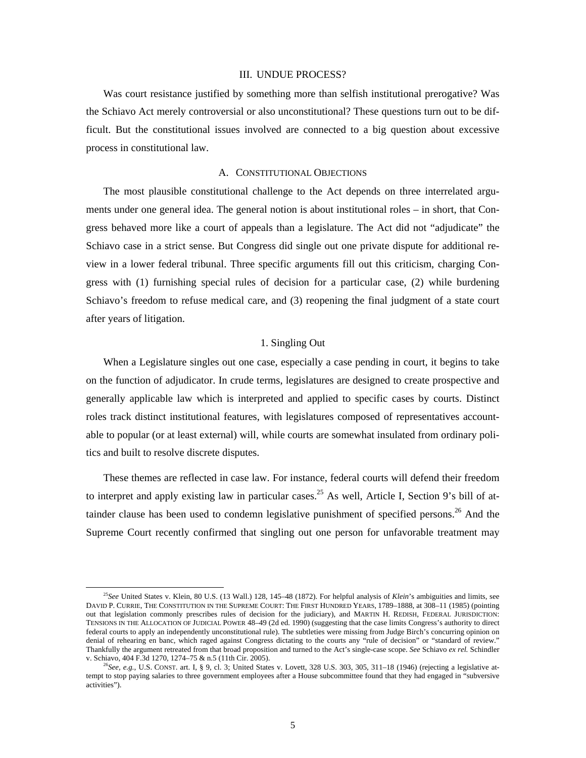## III. UNDUE PROCESS?

Was court resistance justified by something more than selfish institutional prerogative? Was the Schiavo Act merely controversial or also unconstitutional? These questions turn out to be difficult. But the constitutional issues involved are connected to a big question about excessive process in constitutional law.

### A. CONSTITUTIONAL OBJECTIONS

The most plausible constitutional challenge to the Act depends on three interrelated arguments under one general idea. The general notion is about institutional roles – in short, that Congress behaved more like a court of appeals than a legislature. The Act did not "adjudicate" the Schiavo case in a strict sense. But Congress did single out one private dispute for additional review in a lower federal tribunal. Three specific arguments fill out this criticism, charging Congress with (1) furnishing special rules of decision for a particular case, (2) while burdening Schiavo's freedom to refuse medical care, and (3) reopening the final judgment of a state court after years of litigation.

#### 1. Singling Out

When a Legislature singles out one case, especially a case pending in court, it begins to take on the function of adjudicator. In crude terms, legislatures are designed to create prospective and generally applicable law which is interpreted and applied to specific cases by courts. Distinct roles track distinct institutional features, with legislatures composed of representatives accountable to popular (or at least external) will, while courts are somewhat insulated from ordinary politics and built to resolve discrete disputes.

These themes are reflected in case law. For instance, federal courts will defend their freedom to interpret and apply existing law in particular cases.[25] As well, Article I, Section 9's bill of attainder clause has been used to condemn legislative punishment of specified persons.[26] And the Supreme Court recently confirmed that singling out one person for unfavorable treatment may

---

[25] *See* United States v. Klein, 80 U.S. (13 Wall.) 128, 145–48 (1872). For helpful analysis of *Klein*'s ambiguities and limits, see DAVID P. CURRIE, THE CONSTITUTION IN THE SUPREME COURT: THE FIRST HUNDRED YEARS, 1789–1888, at 308–11 (1985) (pointing out that legislation commonly prescribes rules of decision for the judiciary), and MARTIN H. REDISH, FEDERAL JURISDICTION: TENSIONS IN THE ALLOCATION OF JUDICIAL POWER 48–49 (2d ed. 1990) (suggesting that the case limits Congress's authority to direct federal courts to apply an independently unconstitutional rule). The subtleties were missing from Judge Birch's concurring opinion on denial of rehearing en banc, which raged against Congress dictating to the courts any "rule of decision" or "standard of review." Thankfully the argument retreated from that broad proposition and turned to the Act's single-case scope. *See* Schiavo *ex rel.* Schindler v. Schiavo, 404 F.3d 1270, 1274–75 & n.5 (11th Cir. 2005).

[26] *See, e.g.*, U.S. CONST. art. I, § 9, cl. 3; United States v. Lovett, 328 U.S. 303, 305, 311–18 (1946) (rejecting a legislative attempt to stop paying salaries to three government employees after a House subcommittee found that they had engaged in "subversive activities").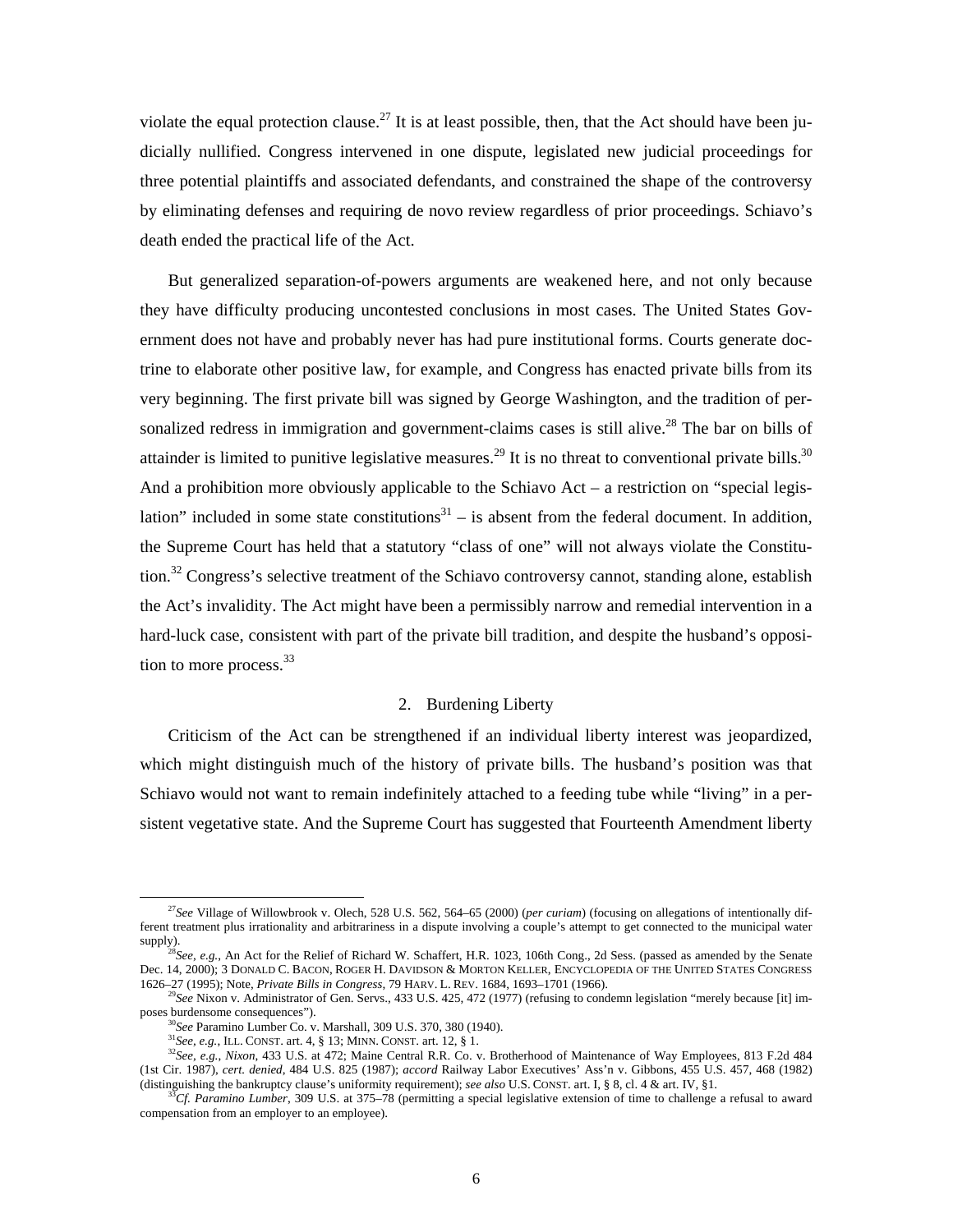violate the equal protection clause.[27] It is at least possible, then, that the Act should have been judicially nullified. Congress intervened in one dispute, legislated new judicial proceedings for three potential plaintiffs and associated defendants, and constrained the shape of the controversy by eliminating defenses and requiring de novo review regardless of prior proceedings. Schiavo's death ended the practical life of the Act.

But generalized separation-of-powers arguments are weakened here, and not only because they have difficulty producing uncontested conclusions in most cases. The United States Government does not have and probably never has had pure institutional forms. Courts generate doctrine to elaborate other positive law, for example, and Congress has enacted private bills from its very beginning. The first private bill was signed by George Washington, and the tradition of personalized redress in immigration and government-claims cases is still alive.[28] The bar on bills of attainder is limited to punitive legislative measures.[29] It is no threat to conventional private bills.[30] And a prohibition more obviously applicable to the Schiavo Act – a restriction on "special legislation" included in some state constitutions[31] – is absent from the federal document. In addition, the Supreme Court has held that a statutory "class of one" will not always violate the Constitution.[32] Congress's selective treatment of the Schiavo controversy cannot, standing alone, establish the Act's invalidity. The Act might have been a permissibly narrow and remedial intervention in a hard-luck case, consistent with part of the private bill tradition, and despite the husband's opposition to more process.[33]

### 2. Burdening Liberty

Criticism of the Act can be strengthened if an individual liberty interest was jeopardized, which might distinguish much of the history of private bills. The husband's position was that Schiavo would not want to remain indefinitely attached to a feeding tube while "living" in a persistent vegetative state. And the Supreme Court has suggested that Fourteenth Amendment liberty

---

[27] *See* Village of Willowbrook v. Olech, 528 U.S. 562, 564–65 (2000) (*per curiam*) (focusing on allegations of intentionally different treatment plus irrationality and arbitrariness in a dispute involving a couple's attempt to get connected to the municipal water supply).

[28] *See, e.g.*, An Act for the Relief of Richard W. Schaffert, H.R. 1023, 106th Cong., 2d Sess. (passed as amended by the Senate Dec. 14, 2000); 3 DONALD C. BACON, ROGER H. DAVIDSON & MORTON KELLER, ENCYCLOPEDIA OF THE UNITED STATES CONGRESS 1626–27 (1995); Note, *Private Bills in Congress*, 79 HARV. L. REV. 1684, 1693–1701 (1966).

[29] *See* Nixon v. Administrator of Gen. Servs., 433 U.S. 425, 472 (1977) (refusing to condemn legislation "merely because [it] imposes burdensome consequences").

[30] *See* Paramino Lumber Co. v. Marshall, 309 U.S. 370, 380 (1940).

[31] *See, e.g.*, ILL. CONST. art. 4, § 13; MINN. CONST. art. 12, § 1.

[32] *See, e.g.*, *Nixon*, 433 U.S. at 472; Maine Central R.R. Co. v. Brotherhood of Maintenance of Way Employees, 813 F.2d 484 (1st Cir. 1987), *cert. denied*, 484 U.S. 825 (1987); *accord* Railway Labor Executives' Ass'n v. Gibbons, 455 U.S. 457, 468 (1982) (distinguishing the bankruptcy clause's uniformity requirement); *see also* U.S. CONST. art. I, § 8, cl. 4 & art. IV, §1.

[33] *Cf. Paramino Lumber*, 309 U.S. at 375–78 (permitting a special legislative extension of time to challenge a refusal to award compensation from an employer to an employee).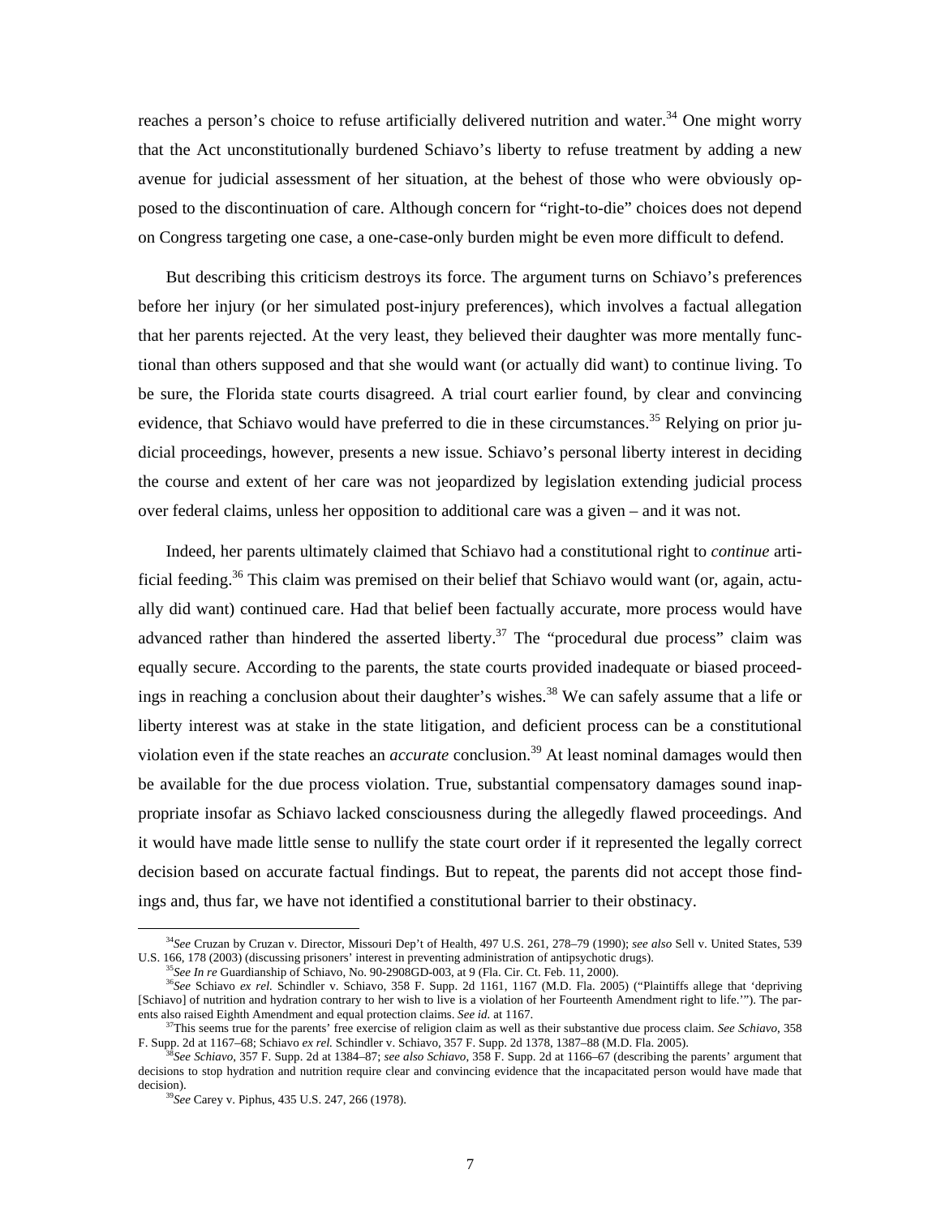reaches a person's choice to refuse artificially delivered nutrition and water.[34] One might worry that the Act unconstitutionally burdened Schiavo's liberty to refuse treatment by adding a new avenue for judicial assessment of her situation, at the behest of those who were obviously opposed to the discontinuation of care. Although concern for "right-to-die" choices does not depend on Congress targeting one case, a one-case-only burden might be even more difficult to defend.

But describing this criticism destroys its force. The argument turns on Schiavo's preferences before her injury (or her simulated post-injury preferences), which involves a factual allegation that her parents rejected. At the very least, they believed their daughter was more mentally functional than others supposed and that she would want (or actually did want) to continue living. To be sure, the Florida state courts disagreed. A trial court earlier found, by clear and convincing evidence, that Schiavo would have preferred to die in these circumstances.[35] Relying on prior judicial proceedings, however, presents a new issue. Schiavo's personal liberty interest in deciding the course and extent of her care was not jeopardized by legislation extending judicial process over federal claims, unless her opposition to additional care was a given – and it was not.

Indeed, her parents ultimately claimed that Schiavo had a constitutional right to *continue* artificial feeding.[36] This claim was premised on their belief that Schiavo would want (or, again, actually did want) continued care. Had that belief been factually accurate, more process would have advanced rather than hindered the asserted liberty.[37] The "procedural due process" claim was equally secure. According to the parents, the state courts provided inadequate or biased proceedings in reaching a conclusion about their daughter's wishes.[38] We can safely assume that a life or liberty interest was at stake in the state litigation, and deficient process can be a constitutional violation even if the state reaches an *accurate* conclusion.[39] At least nominal damages would then be available for the due process violation. True, substantial compensatory damages sound inappropriate insofar as Schiavo lacked consciousness during the allegedly flawed proceedings. And it would have made little sense to nullify the state court order if it represented the legally correct decision based on accurate factual findings. But to repeat, the parents did not accept those findings and, thus far, we have not identified a constitutional barrier to their obstinacy.

---

[34] *See* Cruzan by Cruzan v. Director, Missouri Dep't of Health, 497 U.S. 261, 278–79 (1990); *see also* Sell v. United States, 539 U.S. 166, 178 (2003) (discussing prisoners' interest in preventing administration of antipsychotic drugs).

[35] *See In re* Guardianship of Schiavo, No. 90-2908GD-003, at 9 (Fla. Cir. Ct. Feb. 11, 2000).

[36] *See* Schiavo *ex rel.* Schindler v. Schiavo, 358 F. Supp. 2d 1161, 1167 (M.D. Fla. 2005) ("Plaintiffs allege that 'depriving [Schiavo] of nutrition and hydration contrary to her wish to live is a violation of her Fourteenth Amendment right to life.'"). The parents also raised Eighth Amendment and equal protection claims. *See id.* at 1167.

[37] This seems true for the parents' free exercise of religion claim as well as their substantive due process claim. *See Schiavo*, 358 F. Supp. 2d at 1167–68; Schiavo *ex rel.* Schindler v. Schiavo, 357 F. Supp. 2d 1378, 1387–88 (M.D. Fla. 2005).

[38] *See Schiavo*, 357 F. Supp. 2d at 1384–87; *see also Schiavo*, 358 F. Supp. 2d at 1166–67 (describing the parents' argument that decisions to stop hydration and nutrition require clear and convincing evidence that the incapacitated person would have made that decision).

[39] *See* Carey v. Piphus, 435 U.S. 247, 266 (1978).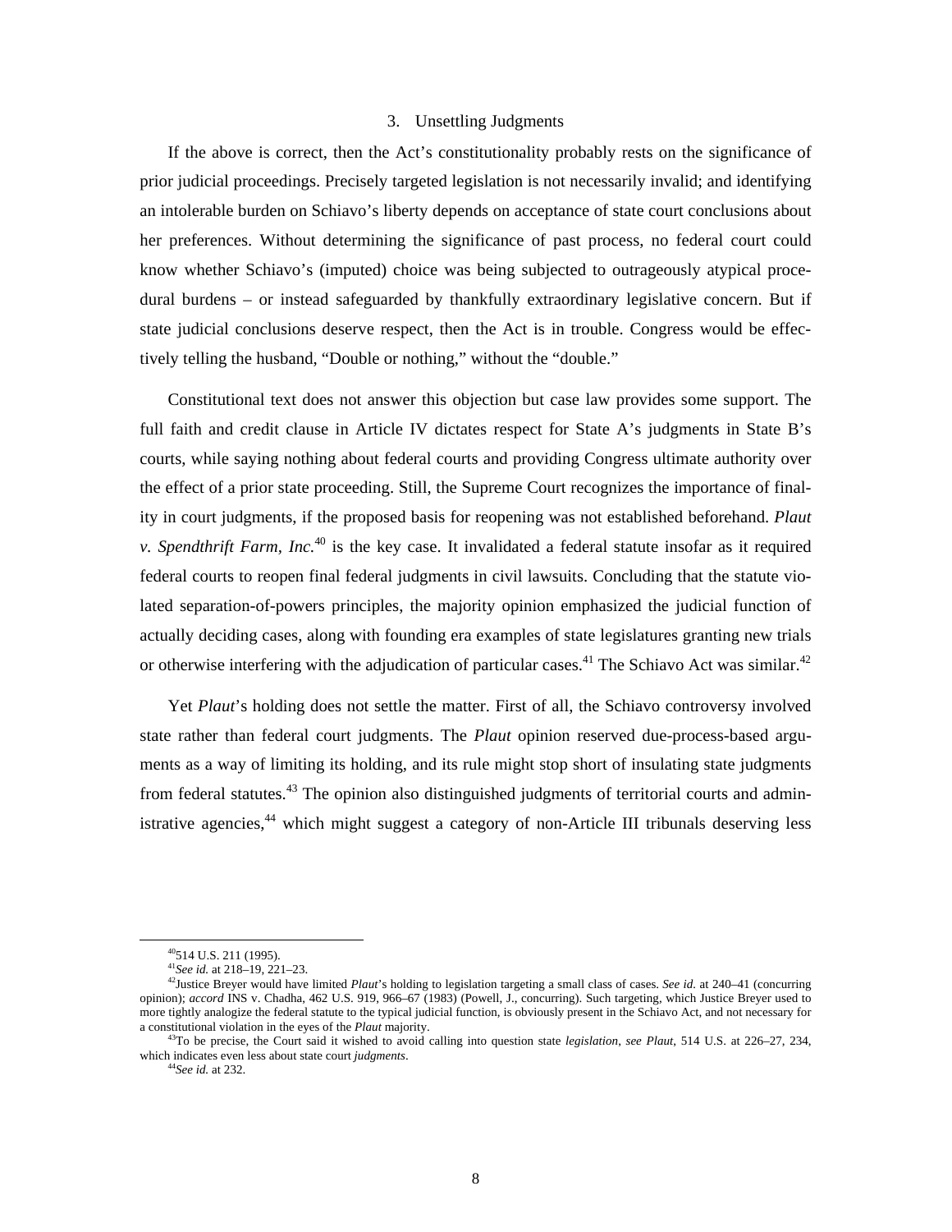### 3. Unsettling Judgments

If the above is correct, then the Act's constitutionality probably rests on the significance of prior judicial proceedings. Precisely targeted legislation is not necessarily invalid; and identifying an intolerable burden on Schiavo's liberty depends on acceptance of state court conclusions about her preferences. Without determining the significance of past process, no federal court could know whether Schiavo's (imputed) choice was being subjected to outrageously atypical procedural burdens – or instead safeguarded by thankfully extraordinary legislative concern. But if state judicial conclusions deserve respect, then the Act is in trouble. Congress would be effectively telling the husband, "Double or nothing," without the "double."

Constitutional text does not answer this objection but case law provides some support. The full faith and credit clause in Article IV dictates respect for State A's judgments in State B's courts, while saying nothing about federal courts and providing Congress ultimate authority over the effect of a prior state proceeding. Still, the Supreme Court recognizes the importance of finality in court judgments, if the proposed basis for reopening was not established beforehand. *Plaut v. Spendthrift Farm, Inc.*[40] is the key case. It invalidated a federal statute insofar as it required federal courts to reopen final federal judgments in civil lawsuits. Concluding that the statute violated separation-of-powers principles, the majority opinion emphasized the judicial function of actually deciding cases, along with founding era examples of state legislatures granting new trials or otherwise interfering with the adjudication of particular cases.[41] The Schiavo Act was similar.[42]

Yet *Plaut*'s holding does not settle the matter. First of all, the Schiavo controversy involved state rather than federal court judgments. The *Plaut* opinion reserved due-process-based arguments as a way of limiting its holding, and its rule might stop short of insulating state judgments from federal statutes.[43] The opinion also distinguished judgments of territorial courts and administrative agencies,[44] which might suggest a category of non-Article III tribunals deserving less

---

[40] 514 U.S. 211 (1995).

[41] *See id.* at 218–19, 221–23.

[42] Justice Breyer would have limited *Plaut*'s holding to legislation targeting a small class of cases. *See id.* at 240–41 (concurring opinion); *accord* INS v. Chadha, 462 U.S. 919, 966–67 (1983) (Powell, J., concurring). Such targeting, which Justice Breyer used to more tightly analogize the federal statute to the typical judicial function, is obviously present in the Schiavo Act, and not necessary for a constitutional violation in the eyes of the *Plaut* majority.

[43] To be precise, the Court said it wished to avoid calling into question state *legislation*, *see Plaut*, 514 U.S. at 226–27, 234, which indicates even less about state court *judgments*.

[44] *See id.* at 232.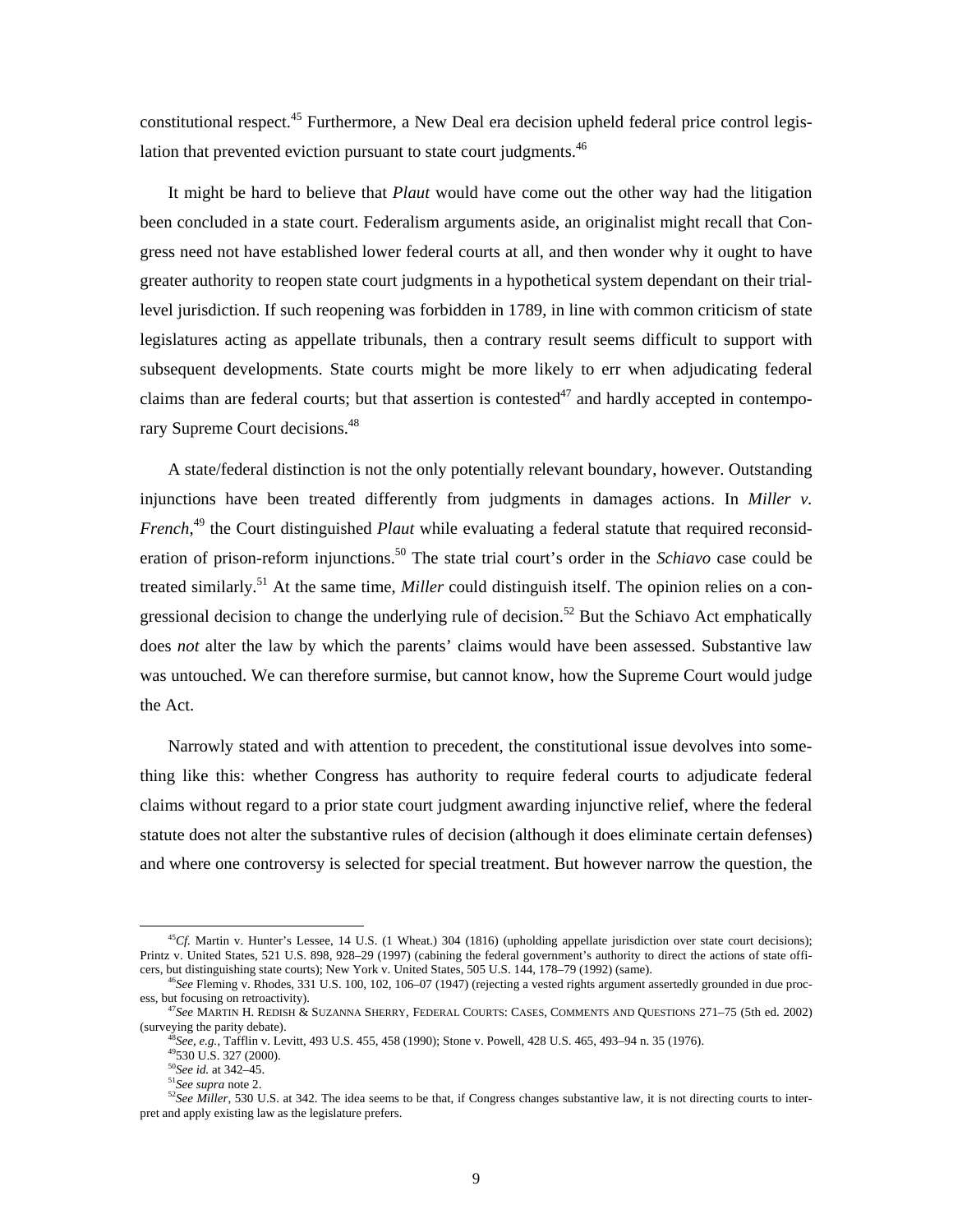constitutional respect.[45] Furthermore, a New Deal era decision upheld federal price control legislation that prevented eviction pursuant to state court judgments.[46]

It might be hard to believe that *Plaut* would have come out the other way had the litigation been concluded in a state court. Federalism arguments aside, an originalist might recall that Congress need not have established lower federal courts at all, and then wonder why it ought to have greater authority to reopen state court judgments in a hypothetical system dependant on their trial-level jurisdiction. If such reopening was forbidden in 1789, in line with common criticism of state legislatures acting as appellate tribunals, then a contrary result seems difficult to support with subsequent developments. State courts might be more likely to err when adjudicating federal claims than are federal courts; but that assertion is contested[47] and hardly accepted in contemporary Supreme Court decisions.[48]

A state/federal distinction is not the only potentially relevant boundary, however. Outstanding injunctions have been treated differently from judgments in damages actions. In *Miller v. French*,[49] the Court distinguished *Plaut* while evaluating a federal statute that required reconsideration of prison-reform injunctions.[50] The state trial court's order in the *Schiavo* case could be treated similarly.[51] At the same time, *Miller* could distinguish itself. The opinion relies on a congressional decision to change the underlying rule of decision.[52] But the Schiavo Act emphatically does *not* alter the law by which the parents' claims would have been assessed. Substantive law was untouched. We can therefore surmise, but cannot know, how the Supreme Court would judge the Act.

Narrowly stated and with attention to precedent, the constitutional issue devolves into something like this: whether Congress has authority to require federal courts to adjudicate federal claims without regard to a prior state court judgment awarding injunctive relief, where the federal statute does not alter the substantive rules of decision (although it does eliminate certain defenses) and where one controversy is selected for special treatment. But however narrow the question, the

---

[45] *Cf.* Martin v. Hunter's Lessee, 14 U.S. (1 Wheat.) 304 (1816) (upholding appellate jurisdiction over state court decisions); Printz v. United States, 521 U.S. 898, 928–29 (1997) (cabining the federal government's authority to direct the actions of state officers, but distinguishing state courts); New York v. United States, 505 U.S. 144, 178–79 (1992) (same).

[46] *See* Fleming v. Rhodes, 331 U.S. 100, 102, 106–07 (1947) (rejecting a vested rights argument assertedly grounded in due process, but focusing on retroactivity).

[47] *See* MARTIN H. REDISH & SUZANNA SHERRY, FEDERAL COURTS: CASES, COMMENTS AND QUESTIONS 271–75 (5th ed. 2002) (surveying the parity debate).

[48] *See, e.g.*, Tafflin v. Levitt, 493 U.S. 455, 458 (1990); Stone v. Powell, 428 U.S. 465, 493–94 n. 35 (1976).

[49] 530 U.S. 327 (2000).

[50] *See id.* at 342–45.

[51] *See supra* note 2.

[52] *See Miller*, 530 U.S. at 342. The idea seems to be that, if Congress changes substantive law, it is not directing courts to interpret and apply existing law as the legislature prefers.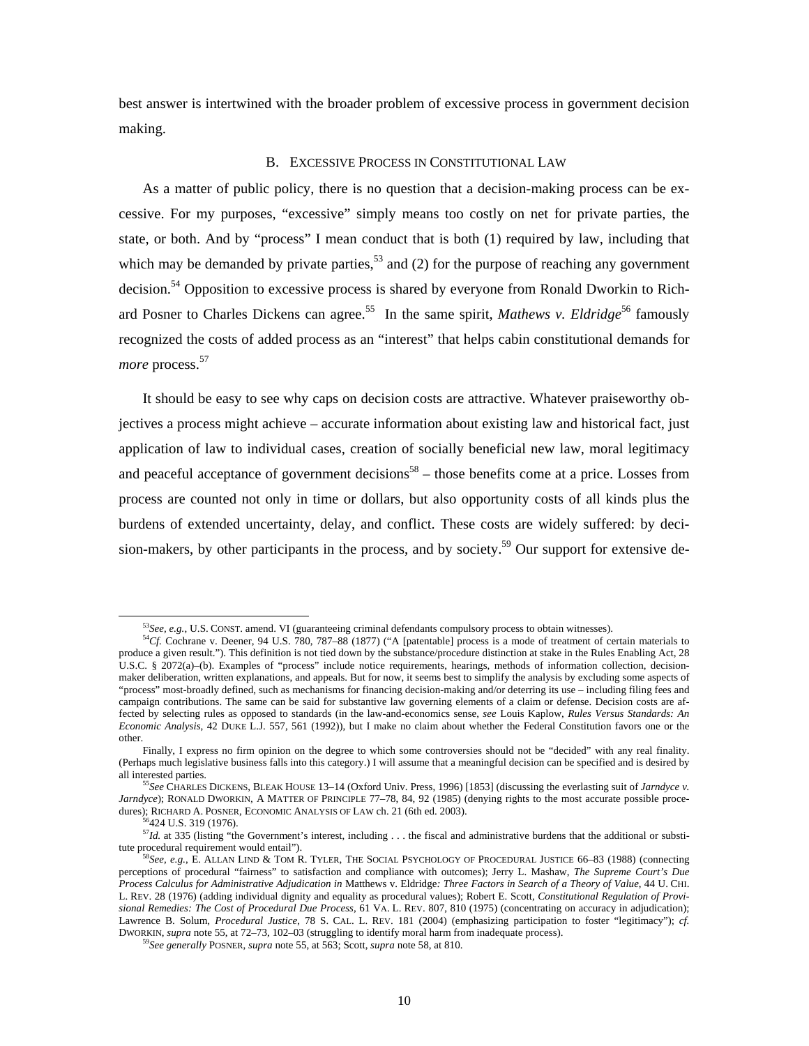best answer is intertwined with the broader problem of excessive process in government decision making.

### B. EXCESSIVE PROCESS IN CONSTITUTIONAL LAW

As a matter of public policy, there is no question that a decision-making process can be excessive. For my purposes, "excessive" simply means too costly on net for private parties, the state, or both. And by "process" I mean conduct that is both (1) required by law, including that which may be demanded by private parties,[53] and (2) for the purpose of reaching any government decision.[54] Opposition to excessive process is shared by everyone from Ronald Dworkin to Richard Posner to Charles Dickens can agree.[55] In the same spirit, *Mathews v. Eldridge*[56] famously recognized the costs of added process as an "interest" that helps cabin constitutional demands for *more* process.[57]

It should be easy to see why caps on decision costs are attractive. Whatever praiseworthy objectives a process might achieve – accurate information about existing law and historical fact, just application of law to individual cases, creation of socially beneficial new law, moral legitimacy and peaceful acceptance of government decisions[58] – those benefits come at a price. Losses from process are counted not only in time or dollars, but also opportunity costs of all kinds plus the burdens of extended uncertainty, delay, and conflict. These costs are widely suffered: by decision-makers, by other participants in the process, and by society.[59] Our support for extensive de-

---

[53] *See, e.g.*, U.S. CONST. amend. VI (guaranteeing criminal defendants compulsory process to obtain witnesses).

[54] *Cf.* Cochrane v. Deener, 94 U.S. 780, 787–88 (1877) ("A [patentable] process is a mode of treatment of certain materials to produce a given result."). This definition is not tied down by the substance/procedure distinction at stake in the Rules Enabling Act, 28 U.S.C. § 2072(a)–(b). Examples of "process" include notice requirements, hearings, methods of information collection, decision-maker deliberation, written explanations, and appeals. But for now, it seems best to simplify the analysis by excluding some aspects of "process" most-broadly defined, such as mechanisms for financing decision-making and/or deterring its use – including filing fees and campaign contributions. The same can be said for substantive law governing elements of a claim or defense. Decision costs are affected by selecting rules as opposed to standards (in the law-and-economics sense, *see* Louis Kaplow, *Rules Versus Standards: An Economic Analysis*, 42 DUKE L.J. 557, 561 (1992)), but I make no claim about whether the Federal Constitution favors one or the other.

Finally, I express no firm opinion on the degree to which some controversies should not be "decided" with any real finality. (Perhaps much legislative business falls into this category.) I will assume that a meaningful decision can be specified and is desired by all interested parties.

[55] *See* CHARLES DICKENS, BLEAK HOUSE 13–14 (Oxford Univ. Press, 1996) [1853] (discussing the everlasting suit of *Jarndyce v. Jarndyce*); RONALD DWORKIN, A MATTER OF PRINCIPLE 77–78, 84, 92 (1985) (denying rights to the most accurate possible procedures); RICHARD A. POSNER, ECONOMIC ANALYSIS OF LAW ch. 21 (6th ed. 2003).

[56] 424 U.S. 319 (1976).

[57] *Id.* at 335 (listing "the Government's interest, including . . . the fiscal and administrative burdens that the additional or substitute procedural requirement would entail").

[58] *See, e.g.*, E. ALLAN LIND & TOM R. TYLER, THE SOCIAL PSYCHOLOGY OF PROCEDURAL JUSTICE 66–83 (1988) (connecting perceptions of procedural "fairness" to satisfaction and compliance with outcomes); Jerry L. Mashaw, *The Supreme Court's Due Process Calculus for Administrative Adjudication in* Matthews v. Eldridge*: Three Factors in Search of a Theory of Value*, 44 U. CHI. L. REV. 28 (1976) (adding individual dignity and equality as procedural values); Robert E. Scott, *Constitutional Regulation of Provisional Remedies: The Cost of Procedural Due Process*, 61 VA. L. REV. 807, 810 (1975) (concentrating on accuracy in adjudication); Lawrence B. Solum, *Procedural Justice*, 78 S. CAL. L. REV. 181 (2004) (emphasizing participation to foster "legitimacy"); *cf.* DWORKIN, *supra* note 55, at 72–73, 102–03 (struggling to identify moral harm from inadequate process).

[59] *See generally* POSNER, *supra* note 55, at 563; Scott, *supra* note 58, at 810.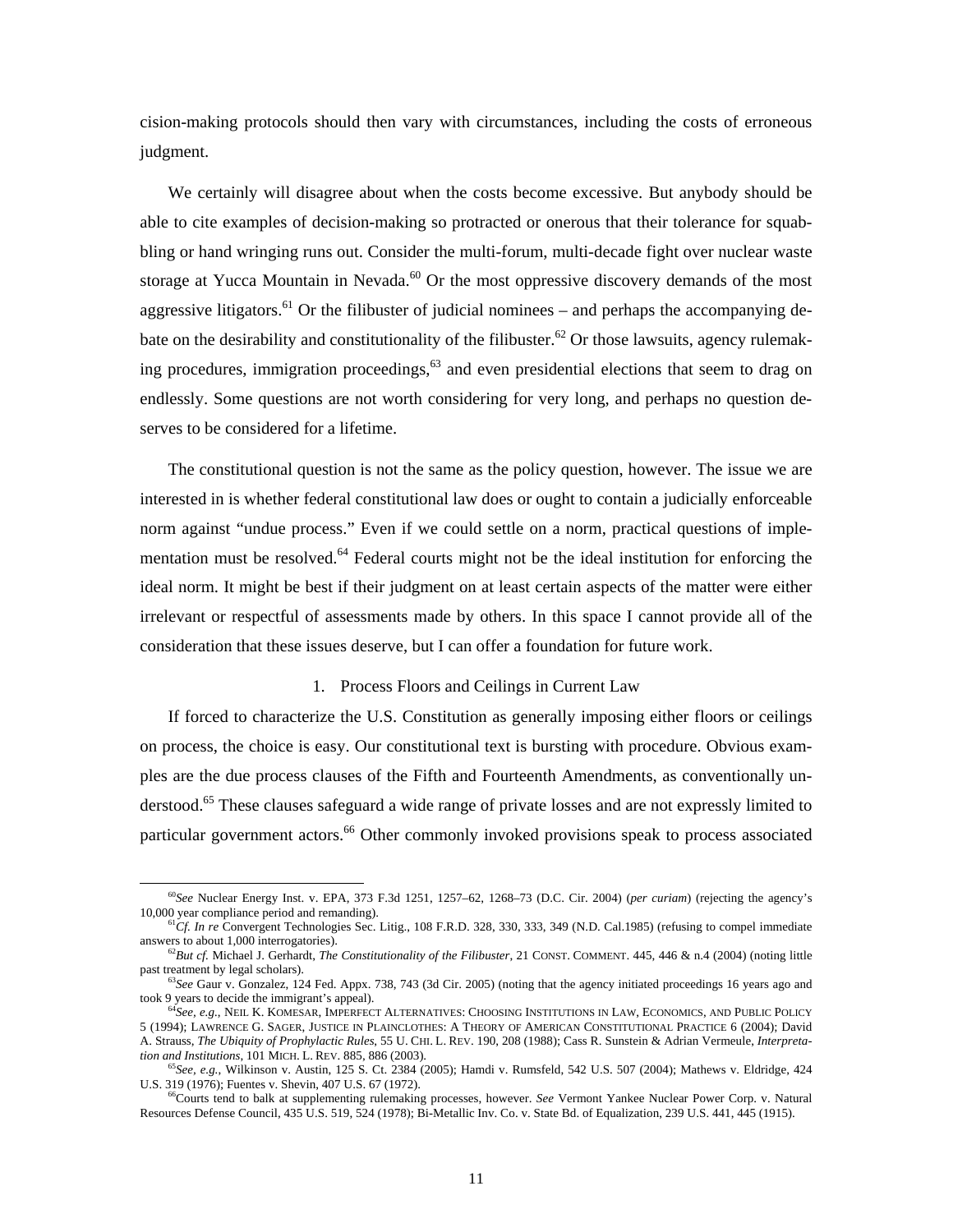cision-making protocols should then vary with circumstances, including the costs of erroneous judgment.

We certainly will disagree about when the costs become excessive. But anybody should be able to cite examples of decision-making so protracted or onerous that their tolerance for squabbling or hand wringing runs out. Consider the multi-forum, multi-decade fight over nuclear waste storage at Yucca Mountain in Nevada.[60] Or the most oppressive discovery demands of the most aggressive litigators.[61] Or the filibuster of judicial nominees – and perhaps the accompanying debate on the desirability and constitutionality of the filibuster.[62] Or those lawsuits, agency rulemaking procedures, immigration proceedings,[63] and even presidential elections that seem to drag on endlessly. Some questions are not worth considering for very long, and perhaps no question deserves to be considered for a lifetime.

The constitutional question is not the same as the policy question, however. The issue we are interested in is whether federal constitutional law does or ought to contain a judicially enforceable norm against "undue process." Even if we could settle on a norm, practical questions of implementation must be resolved.[64] Federal courts might not be the ideal institution for enforcing the ideal norm. It might be best if their judgment on at least certain aspects of the matter were either irrelevant or respectful of assessments made by others. In this space I cannot provide all of the consideration that these issues deserve, but I can offer a foundation for future work.

### 1. Process Floors and Ceilings in Current Law

If forced to characterize the U.S. Constitution as generally imposing either floors or ceilings on process, the choice is easy. Our constitutional text is bursting with procedure. Obvious examples are the due process clauses of the Fifth and Fourteenth Amendments, as conventionally understood.[65] These clauses safeguard a wide range of private losses and are not expressly limited to particular government actors.[66] Other commonly invoked provisions speak to process associated

---

[60] *See* Nuclear Energy Inst. v. EPA, 373 F.3d 1251, 1257–62, 1268–73 (D.C. Cir. 2004) (*per curiam*) (rejecting the agency's 10,000 year compliance period and remanding).

[61] *Cf. In re* Convergent Technologies Sec. Litig., 108 F.R.D. 328, 330, 333, 349 (N.D. Cal.1985) (refusing to compel immediate answers to about 1,000 interrogatories).

[62] *But cf.* Michael J. Gerhardt, *The Constitutionality of the Filibuster*, 21 CONST. COMMENT. 445, 446 & n.4 (2004) (noting little past treatment by legal scholars).

[63] *See* Gaur v. Gonzalez, 124 Fed. Appx. 738, 743 (3d Cir. 2005) (noting that the agency initiated proceedings 16 years ago and took 9 years to decide the immigrant's appeal).

[64] *See, e.g.*, NEIL K. KOMESAR, IMPERFECT ALTERNATIVES: CHOOSING INSTITUTIONS IN LAW, ECONOMICS, AND PUBLIC POLICY 5 (1994); LAWRENCE G. SAGER, JUSTICE IN PLAINCLOTHES: A THEORY OF AMERICAN CONSTITUTIONAL PRACTICE 6 (2004); David A. Strauss, *The Ubiquity of Prophylactic Rules*, 55 U. CHI. L. REV. 190, 208 (1988); Cass R. Sunstein & Adrian Vermeule, *Interpretation and Institutions*, 101 MICH. L. REV. 885, 886 (2003).

[65] *See, e.g.*, Wilkinson v. Austin, 125 S. Ct. 2384 (2005); Hamdi v. Rumsfeld, 542 U.S. 507 (2004); Mathews v. Eldridge, 424 U.S. 319 (1976); Fuentes v. Shevin, 407 U.S. 67 (1972).

[66] Courts tend to balk at supplementing rulemaking processes, however. *See* Vermont Yankee Nuclear Power Corp. v. Natural Resources Defense Council, 435 U.S. 519, 524 (1978); Bi-Metallic Inv. Co. v. State Bd. of Equalization, 239 U.S. 441, 445 (1915).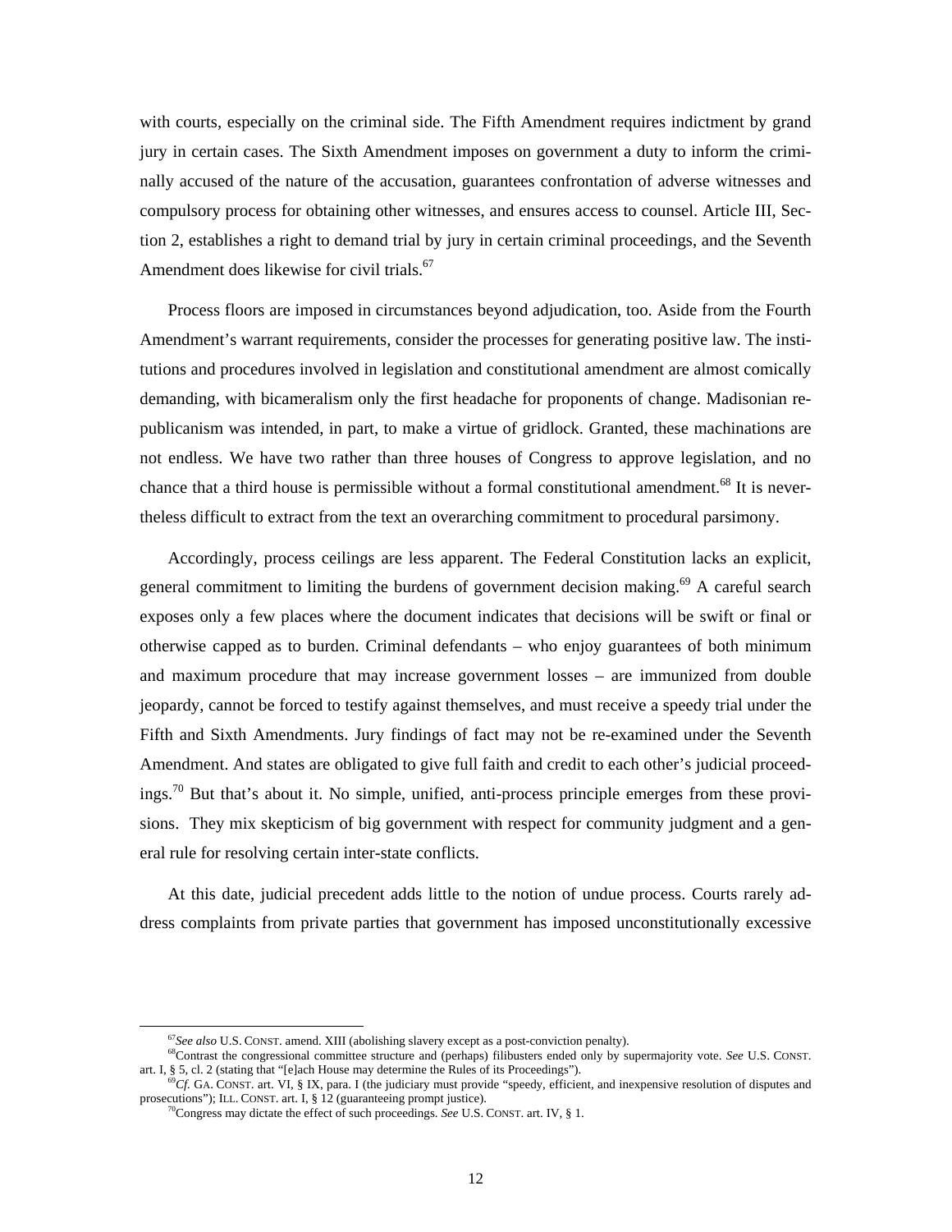with courts, especially on the criminal side. The Fifth Amendment requires indictment by grand jury in certain cases. The Sixth Amendment imposes on government a duty to inform the criminally accused of the nature of the accusation, guarantees confrontation of adverse witnesses and compulsory process for obtaining other witnesses, and ensures access to counsel. Article III, Section 2, establishes a right to demand trial by jury in certain criminal proceedings, and the Seventh Amendment does likewise for civil trials.[67]

Process floors are imposed in circumstances beyond adjudication, too. Aside from the Fourth Amendment's warrant requirements, consider the processes for generating positive law. The institutions and procedures involved in legislation and constitutional amendment are almost comically demanding, with bicameralism only the first headache for proponents of change. Madisonian republicanism was intended, in part, to make a virtue of gridlock. Granted, these machinations are not endless. We have two rather than three houses of Congress to approve legislation, and no chance that a third house is permissible without a formal constitutional amendment.[68] It is nevertheless difficult to extract from the text an overarching commitment to procedural parsimony.

Accordingly, process ceilings are less apparent. The Federal Constitution lacks an explicit, general commitment to limiting the burdens of government decision making.[69] A careful search exposes only a few places where the document indicates that decisions will be swift or final or otherwise capped as to burden. Criminal defendants – who enjoy guarantees of both minimum and maximum procedure that may increase government losses – are immunized from double jeopardy, cannot be forced to testify against themselves, and must receive a speedy trial under the Fifth and Sixth Amendments. Jury findings of fact may not be re-examined under the Seventh Amendment. And states are obligated to give full faith and credit to each other's judicial proceedings.[70] But that's about it. No simple, unified, anti-process principle emerges from these provisions. They mix skepticism of big government with respect for community judgment and a general rule for resolving certain inter-state conflicts.

At this date, judicial precedent adds little to the notion of undue process. Courts rarely address complaints from private parties that government has imposed unconstitutionally excessive

---

[67] *See also* U.S. CONST. amend. XIII (abolishing slavery except as a post-conviction penalty).

[68] Contrast the congressional committee structure and (perhaps) filibusters ended only by supermajority vote. *See* U.S. CONST. art. I, § 5, cl. 2 (stating that "[e]ach House may determine the Rules of its Proceedings").

[69] *Cf.* GA. CONST. art. VI, § IX, para. I (the judiciary must provide "speedy, efficient, and inexpensive resolution of disputes and prosecutions"); ILL. CONST. art. I, § 12 (guaranteeing prompt justice).

[70] Congress may dictate the effect of such proceedings. *See* U.S. CONST. art. IV, § 1.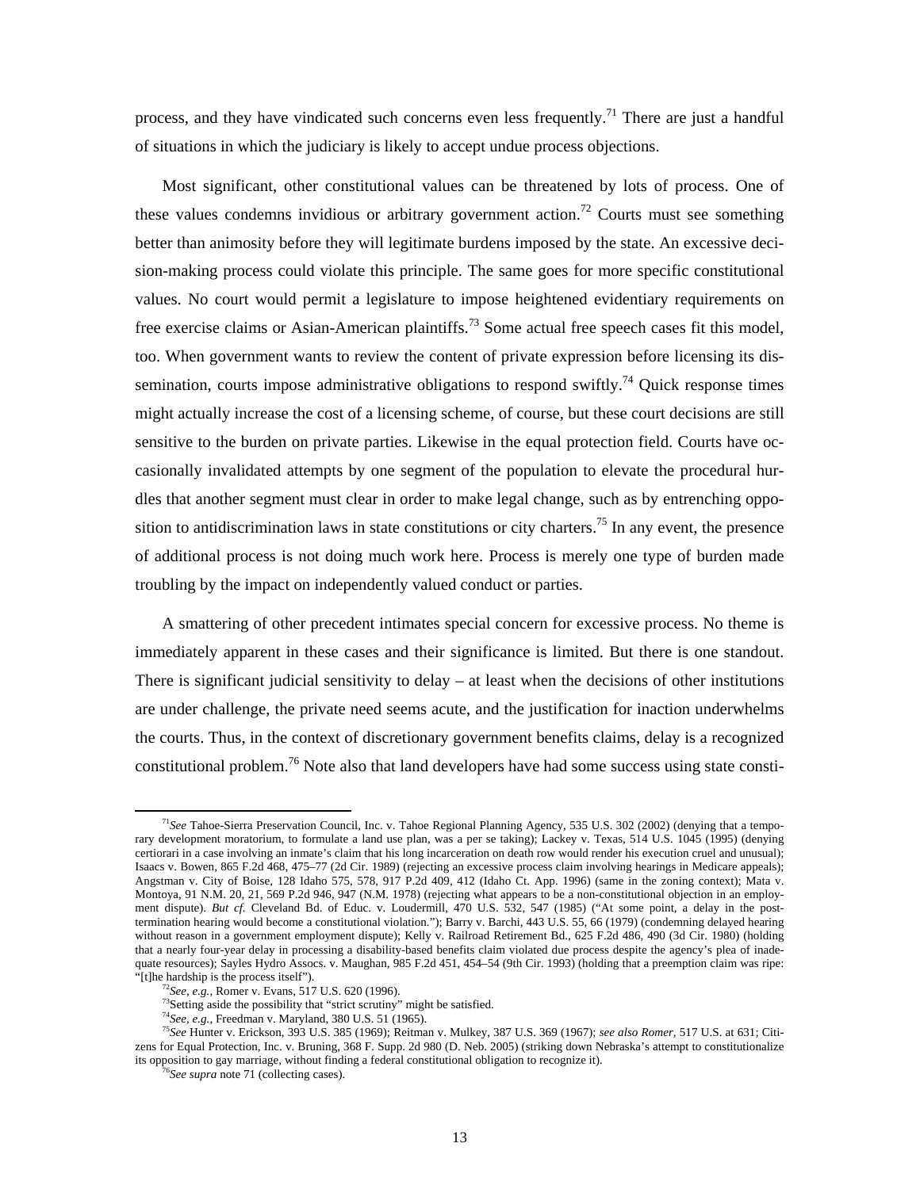process, and they have vindicated such concerns even less frequently.[71] There are just a handful of situations in which the judiciary is likely to accept undue process objections.

Most significant, other constitutional values can be threatened by lots of process. One of these values condemns invidious or arbitrary government action.[72] Courts must see something better than animosity before they will legitimate burdens imposed by the state. An excessive decision-making process could violate this principle. The same goes for more specific constitutional values. No court would permit a legislature to impose heightened evidentiary requirements on free exercise claims or Asian-American plaintiffs.[73] Some actual free speech cases fit this model, too. When government wants to review the content of private expression before licensing its dissemination, courts impose administrative obligations to respond swiftly.[74] Quick response times might actually increase the cost of a licensing scheme, of course, but these court decisions are still sensitive to the burden on private parties. Likewise in the equal protection field. Courts have occasionally invalidated attempts by one segment of the population to elevate the procedural hurdles that another segment must clear in order to make legal change, such as by entrenching opposition to antidiscrimination laws in state constitutions or city charters.[75] In any event, the presence of additional process is not doing much work here. Process is merely one type of burden made troubling by the impact on independently valued conduct or parties.

A smattering of other precedent intimates special concern for excessive process. No theme is immediately apparent in these cases and their significance is limited. But there is one standout. There is significant judicial sensitivity to delay – at least when the decisions of other institutions are under challenge, the private need seems acute, and the justification for inaction underwhelms the courts. Thus, in the context of discretionary government benefits claims, delay is a recognized constitutional problem.[76] Note also that land developers have had some success using state consti-

---

[71] *See* Tahoe-Sierra Preservation Council, Inc. v. Tahoe Regional Planning Agency, 535 U.S. 302 (2002) (denying that a temporary development moratorium, to formulate a land use plan, was a per se taking); Lackey v. Texas, 514 U.S. 1045 (1995) (denying certiorari in a case involving an inmate's claim that his long incarceration on death row would render his execution cruel and unusual); Isaacs v. Bowen, 865 F.2d 468, 475–77 (2d Cir. 1989) (rejecting an excessive process claim involving hearings in Medicare appeals); Angstman v. City of Boise, 128 Idaho 575, 578, 917 P.2d 409, 412 (Idaho Ct. App. 1996) (same in the zoning context); Mata v. Montoya, 91 N.M. 20, 21, 569 P.2d 946, 947 (N.M. 1978) (rejecting what appears to be a non-constitutional objection in an employment dispute). *But cf.* Cleveland Bd. of Educ. v. Loudermill, 470 U.S. 532, 547 (1985) ("At some point, a delay in the post-termination hearing would become a constitutional violation."); Barry v. Barchi, 443 U.S. 55, 66 (1979) (condemning delayed hearing without reason in a government employment dispute); Kelly v. Railroad Retirement Bd., 625 F.2d 486, 490 (3d Cir. 1980) (holding that a nearly four-year delay in processing a disability-based benefits claim violated due process despite the agency's plea of inadequate resources); Sayles Hydro Assocs. v. Maughan, 985 F.2d 451, 454–54 (9th Cir. 1993) (holding that a preemption claim was ripe: "[t]he hardship is the process itself").

[72] *See, e.g.*, Romer v. Evans, 517 U.S. 620 (1996).

[73] Setting aside the possibility that "strict scrutiny" might be satisfied.

[74] *See, e.g.*, Freedman v. Maryland, 380 U.S. 51 (1965).

[75] *See* Hunter v. Erickson, 393 U.S. 385 (1969); Reitman v. Mulkey, 387 U.S. 369 (1967); *see also Romer*, 517 U.S. at 631; Citizens for Equal Protection, Inc. v. Bruning, 368 F. Supp. 2d 980 (D. Neb. 2005) (striking down Nebraska's attempt to constitutionalize its opposition to gay marriage, without finding a federal constitutional obligation to recognize it).

[76] *See supra* note 71 (collecting cases).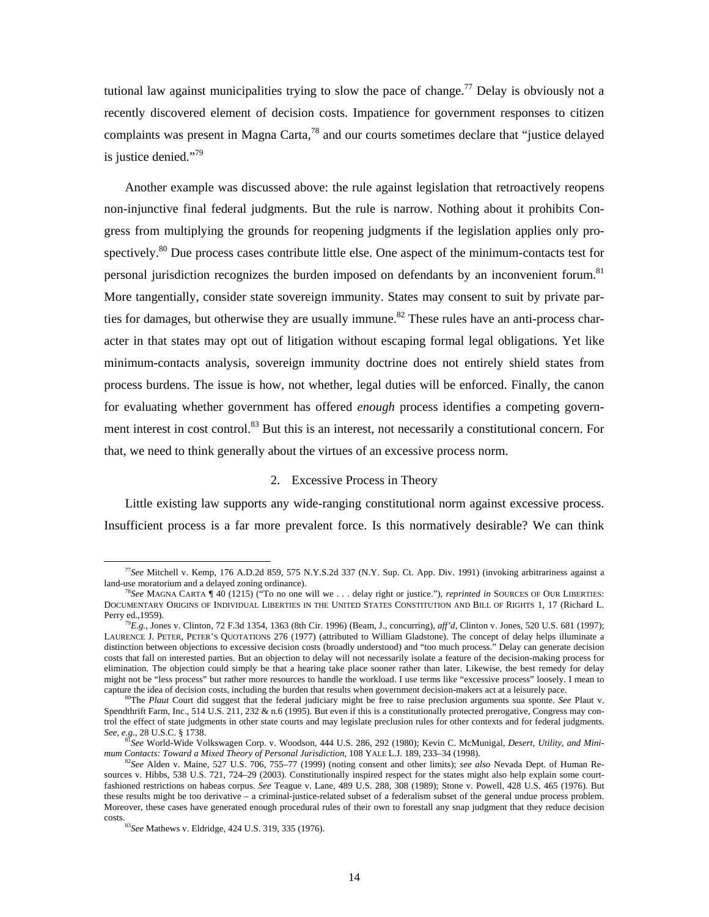tutional law against municipalities trying to slow the pace of change.[77] Delay is obviously not a recently discovered element of decision costs. Impatience for government responses to citizen complaints was present in Magna Carta,[78] and our courts sometimes declare that "justice delayed is justice denied."[79]

Another example was discussed above: the rule against legislation that retroactively reopens non-injunctive final federal judgments. But the rule is narrow. Nothing about it prohibits Congress from multiplying the grounds for reopening judgments if the legislation applies only prospectively.[80] Due process cases contribute little else. One aspect of the minimum-contacts test for personal jurisdiction recognizes the burden imposed on defendants by an inconvenient forum.[81] More tangentially, consider state sovereign immunity. States may consent to suit by private parties for damages, but otherwise they are usually immune.[82] These rules have an anti-process character in that states may opt out of litigation without escaping formal legal obligations. Yet like minimum-contacts analysis, sovereign immunity doctrine does not entirely shield states from process burdens. The issue is how, not whether, legal duties will be enforced. Finally, the canon for evaluating whether government has offered *enough* process identifies a competing government interest in cost control.[83] But this is an interest, not necessarily a constitutional concern. For that, we need to think generally about the virtues of an excessive process norm.

### 2. Excessive Process in Theory

Little existing law supports any wide-ranging constitutional norm against excessive process. Insufficient process is a far more prevalent force. Is this normatively desirable? We can think

---

[77] *See* Mitchell v. Kemp, 176 A.D.2d 859, 575 N.Y.S.2d 337 (N.Y. Sup. Ct. App. Div. 1991) (invoking arbitrariness against a land-use moratorium and a delayed zoning ordinance).

[78] *See* MAGNA CARTA ¶ 40 (1215) ("To no one will we . . . delay right or justice."), *reprinted in* SOURCES OF OUR LIBERTIES: DOCUMENTARY ORIGINS OF INDIVIDUAL LIBERTIES IN THE UNITED STATES CONSTITUTION AND BILL OF RIGHTS 1, 17 (Richard L. Perry ed.,1959).

[79] *E.g.*, Jones v. Clinton, 72 F.3d 1354, 1363 (8th Cir. 1996) (Beam, J., concurring), *aff'd*, Clinton v. Jones, 520 U.S. 681 (1997); LAURENCE J. PETER, PETER'S QUOTATIONS 276 (1977) (attributed to William Gladstone). The concept of delay helps illuminate a distinction between objections to excessive decision costs (broadly understood) and "too much process." Delay can generate decision costs that fall on interested parties. But an objection to delay will not necessarily isolate a feature of the decision-making process for elimination. The objection could simply be that a hearing take place sooner rather than later. Likewise, the best remedy for delay might not be "less process" but rather more resources to handle the workload. I use terms like "excessive process" loosely. I mean to capture the idea of decision costs, including the burden that results when government decision-makers act at a leisurely pace.

[80] The *Plaut* Court did suggest that the federal judiciary might be free to raise preclusion arguments sua sponte. *See* Plaut v. Spendthrift Farm, Inc., 514 U.S. 211, 232 & n.6 (1995). But even if this is a constitutionally protected prerogative, Congress may control the effect of state judgments in other state courts and may legislate preclusion rules for other contexts and for federal judgments. *See, e.g.*, 28 U.S.C. § 1738.

[81] *See* World-Wide Volkswagen Corp. v. Woodson, 444 U.S. 286, 292 (1980); Kevin C. McMunigal, *Desert, Utility, and Minimum Contacts: Toward a Mixed Theory of Personal Jurisdiction*, 108 YALE L.J. 189, 233–34 (1998).

[82] *See* Alden v. Maine, 527 U.S. 706, 755–77 (1999) (noting consent and other limits); *see also* Nevada Dept. of Human Resources v. Hibbs, 538 U.S. 721, 724–29 (2003). Constitutionally inspired respect for the states might also help explain some court-fashioned restrictions on habeas corpus. *See* Teague v. Lane, 489 U.S. 288, 308 (1989); Stone v. Powell, 428 U.S. 465 (1976). But these results might be too derivative – a criminal-justice-related subset of a federalism subset of the general undue process problem. Moreover, these cases have generated enough procedural rules of their own to forestall any snap judgment that they reduce decision costs.

[83] *See* Mathews v. Eldridge, 424 U.S. 319, 335 (1976).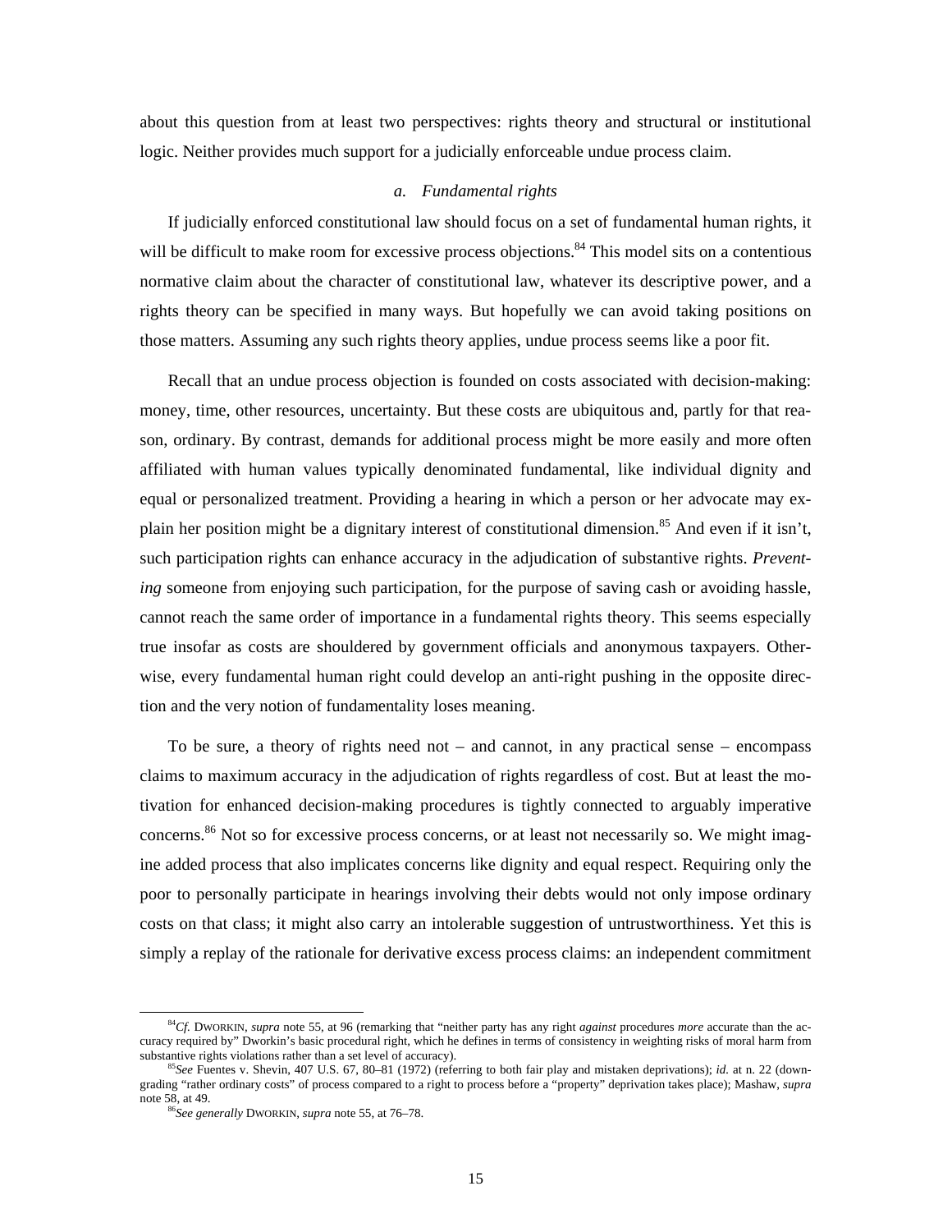about this question from at least two perspectives: rights theory and structural or institutional logic. Neither provides much support for a judicially enforceable undue process claim.

### *a. Fundamental rights*

If judicially enforced constitutional law should focus on a set of fundamental human rights, it will be difficult to make room for excessive process objections.[84] This model sits on a contentious normative claim about the character of constitutional law, whatever its descriptive power, and a rights theory can be specified in many ways. But hopefully we can avoid taking positions on those matters. Assuming any such rights theory applies, undue process seems like a poor fit.

Recall that an undue process objection is founded on costs associated with decision-making: money, time, other resources, uncertainty. But these costs are ubiquitous and, partly for that reason, ordinary. By contrast, demands for additional process might be more easily and more often affiliated with human values typically denominated fundamental, like individual dignity and equal or personalized treatment. Providing a hearing in which a person or her advocate may explain her position might be a dignitary interest of constitutional dimension.[85] And even if it isn't, such participation rights can enhance accuracy in the adjudication of substantive rights. *Preventing* someone from enjoying such participation, for the purpose of saving cash or avoiding hassle, cannot reach the same order of importance in a fundamental rights theory. This seems especially true insofar as costs are shouldered by government officials and anonymous taxpayers. Otherwise, every fundamental human right could develop an anti-right pushing in the opposite direction and the very notion of fundamentality loses meaning.

To be sure, a theory of rights need not – and cannot, in any practical sense – encompass claims to maximum accuracy in the adjudication of rights regardless of cost. But at least the motivation for enhanced decision-making procedures is tightly connected to arguably imperative concerns.[86] Not so for excessive process concerns, or at least not necessarily so. We might imagine added process that also implicates concerns like dignity and equal respect. Requiring only the poor to personally participate in hearings involving their debts would not only impose ordinary costs on that class; it might also carry an intolerable suggestion of untrustworthiness. Yet this is simply a replay of the rationale for derivative excess process claims: an independent commitment

---

[84] *Cf.* DWORKIN, *supra* note 55, at 96 (remarking that "neither party has any right *against* procedures *more* accurate than the accuracy required by" Dworkin's basic procedural right, which he defines in terms of consistency in weighting risks of moral harm from substantive rights violations rather than a set level of accuracy).

[85] *See* Fuentes v. Shevin, 407 U.S. 67, 80–81 (1972) (referring to both fair play and mistaken deprivations); *id.* at n. 22 (downgrading "rather ordinary costs" of process compared to a right to process before a "property" deprivation takes place); Mashaw, *supra* note 58, at 49.

[86] *See generally* DWORKIN, *supra* note 55, at 76–78.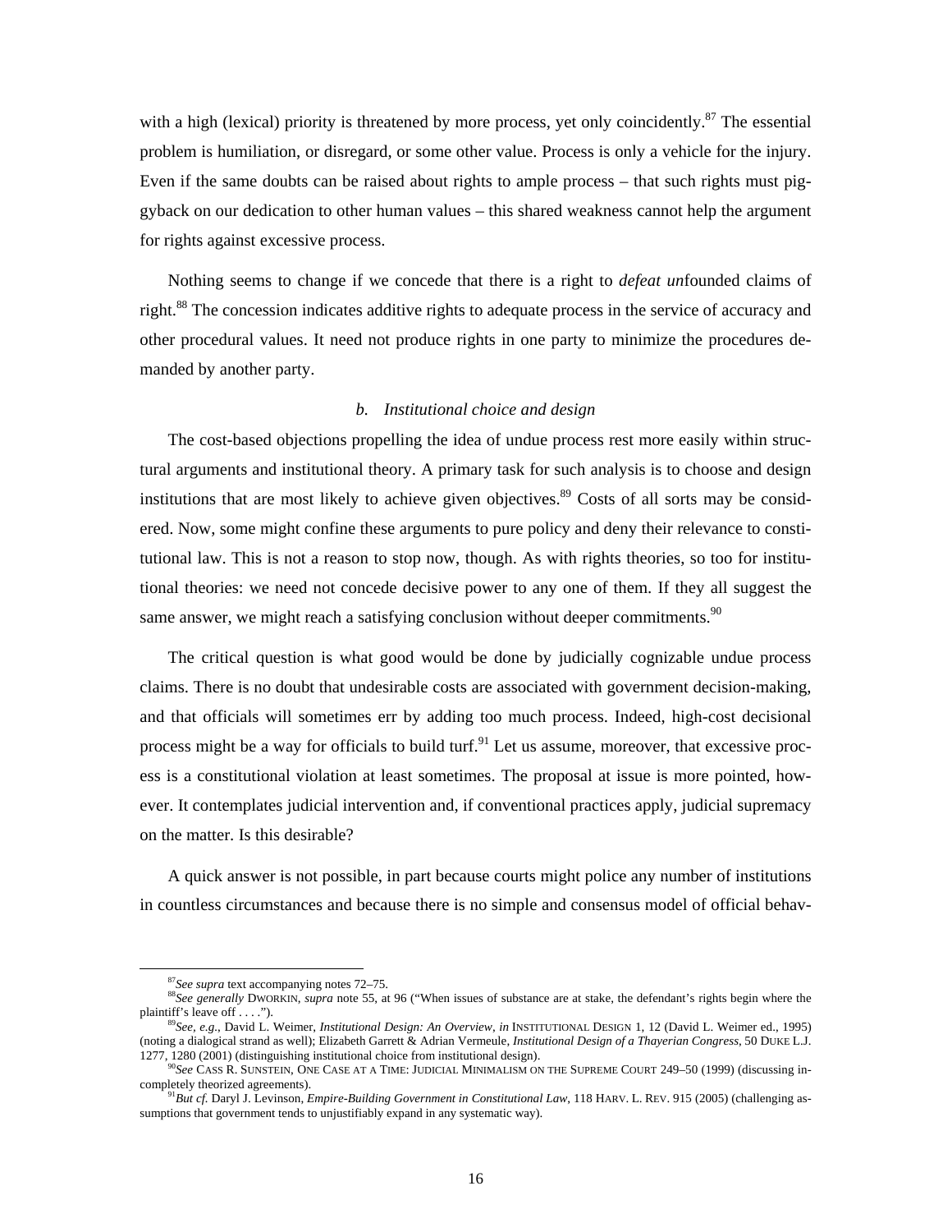with a high (lexical) priority is threatened by more process, yet only coincidently.[87] The essential problem is humiliation, or disregard, or some other value. Process is only a vehicle for the injury. Even if the same doubts can be raised about rights to ample process – that such rights must piggyback on our dedication to other human values – this shared weakness cannot help the argument for rights against excessive process.

Nothing seems to change if we concede that there is a right to *defeat un*founded claims of right.[88] The concession indicates additive rights to adequate process in the service of accuracy and other procedural values. It need not produce rights in one party to minimize the procedures demanded by another party.

### *b. Institutional choice and design*

The cost-based objections propelling the idea of undue process rest more easily within structural arguments and institutional theory. A primary task for such analysis is to choose and design institutions that are most likely to achieve given objectives.[89] Costs of all sorts may be considered. Now, some might confine these arguments to pure policy and deny their relevance to constitutional law. This is not a reason to stop now, though. As with rights theories, so too for institutional theories: we need not concede decisive power to any one of them. If they all suggest the same answer, we might reach a satisfying conclusion without deeper commitments.[90]

The critical question is what good would be done by judicially cognizable undue process claims. There is no doubt that undesirable costs are associated with government decision-making, and that officials will sometimes err by adding too much process. Indeed, high-cost decisional process might be a way for officials to build turf.[91] Let us assume, moreover, that excessive process is a constitutional violation at least sometimes. The proposal at issue is more pointed, however. It contemplates judicial intervention and, if conventional practices apply, judicial supremacy on the matter. Is this desirable?

A quick answer is not possible, in part because courts might police any number of institutions in countless circumstances and because there is no simple and consensus model of official behav-

---

[87] *See supra* text accompanying notes 72–75.

[88] *See generally* DWORKIN, *supra* note 55, at 96 ("When issues of substance are at stake, the defendant's rights begin where the plaintiff's leave off . . . .").

[89] *See, e.g.*, David L. Weimer, *Institutional Design: An Overview*, *in* INSTITUTIONAL DESIGN 1, 12 (David L. Weimer ed., 1995) (noting a dialogical strand as well); Elizabeth Garrett & Adrian Vermeule, *Institutional Design of a Thayerian Congress*, 50 DUKE L.J. 1277, 1280 (2001) (distinguishing institutional choice from institutional design).

[90] *See* CASS R. SUNSTEIN, ONE CASE AT A TIME: JUDICIAL MINIMALISM ON THE SUPREME COURT 249–50 (1999) (discussing incompletely theorized agreements).

[91] *But cf.* Daryl J. Levinson, *Empire-Building Government in Constitutional Law*, 118 HARV. L. REV. 915 (2005) (challenging assumptions that government tends to unjustifiably expand in any systematic way).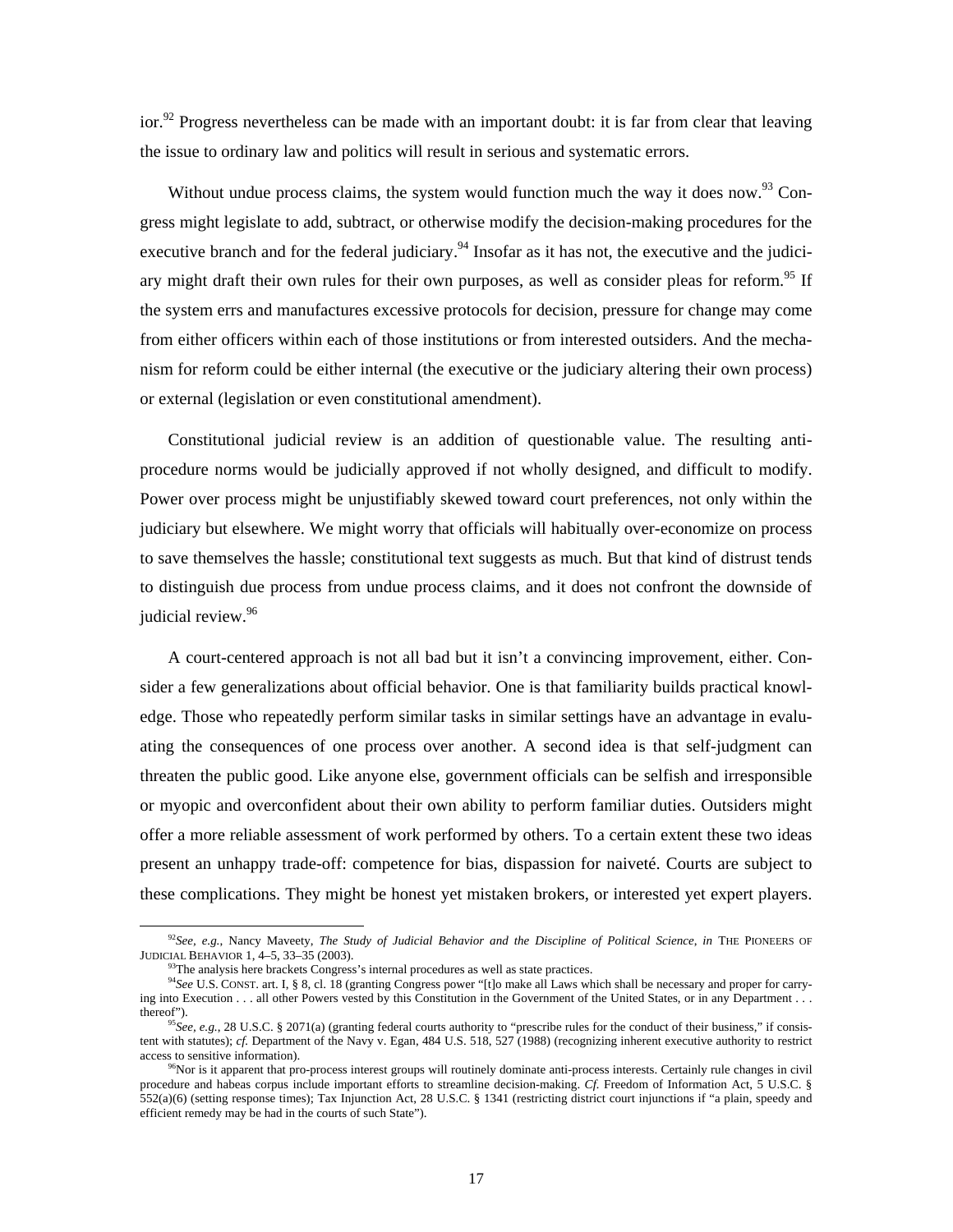ior.[92] Progress nevertheless can be made with an important doubt: it is far from clear that leaving the issue to ordinary law and politics will result in serious and systematic errors.

Without undue process claims, the system would function much the way it does now.[93] Congress might legislate to add, subtract, or otherwise modify the decision-making procedures for the executive branch and for the federal judiciary.[94] Insofar as it has not, the executive and the judiciary might draft their own rules for their own purposes, as well as consider pleas for reform.[95] If the system errs and manufactures excessive protocols for decision, pressure for change may come from either officers within each of those institutions or from interested outsiders. And the mechanism for reform could be either internal (the executive or the judiciary altering their own process) or external (legislation or even constitutional amendment).

Constitutional judicial review is an addition of questionable value. The resulting anti-procedure norms would be judicially approved if not wholly designed, and difficult to modify. Power over process might be unjustifiably skewed toward court preferences, not only within the judiciary but elsewhere. We might worry that officials will habitually over-economize on process to save themselves the hassle; constitutional text suggests as much. But that kind of distrust tends to distinguish due process from undue process claims, and it does not confront the downside of judicial review.[96]

A court-centered approach is not all bad but it isn't a convincing improvement, either. Consider a few generalizations about official behavior. One is that familiarity builds practical knowledge. Those who repeatedly perform similar tasks in similar settings have an advantage in evaluating the consequences of one process over another. A second idea is that self-judgment can threaten the public good. Like anyone else, government officials can be selfish and irresponsible or myopic and overconfident about their own ability to perform familiar duties. Outsiders might offer a more reliable assessment of work performed by others. To a certain extent these two ideas present an unhappy trade-off: competence for bias, dispassion for naiveté. Courts are subject to these complications. They might be honest yet mistaken brokers, or interested yet expert players.

---

[92] *See, e.g.*, Nancy Maveety, *The Study of Judicial Behavior and the Discipline of Political Science*, *in* THE PIONEERS OF JUDICIAL BEHAVIOR 1, 4–5, 33–35 (2003).

[93] The analysis here brackets Congress's internal procedures as well as state practices.

[94] *See* U.S. CONST. art. I, § 8, cl. 18 (granting Congress power "[t]o make all Laws which shall be necessary and proper for carrying into Execution . . . all other Powers vested by this Constitution in the Government of the United States, or in any Department . . . thereof").

[95] *See, e.g.*, 28 U.S.C. § 2071(a) (granting federal courts authority to "prescribe rules for the conduct of their business," if consistent with statutes); *cf.* Department of the Navy v. Egan, 484 U.S. 518, 527 (1988) (recognizing inherent executive authority to restrict access to sensitive information).

[96] Nor is it apparent that pro-process interest groups will routinely dominate anti-process interests. Certainly rule changes in civil procedure and habeas corpus include important efforts to streamline decision-making. *Cf.* Freedom of Information Act, 5 U.S.C. § 552(a)(6) (setting response times); Tax Injunction Act, 28 U.S.C. § 1341 (restricting district court injunctions if "a plain, speedy and efficient remedy may be had in the courts of such State").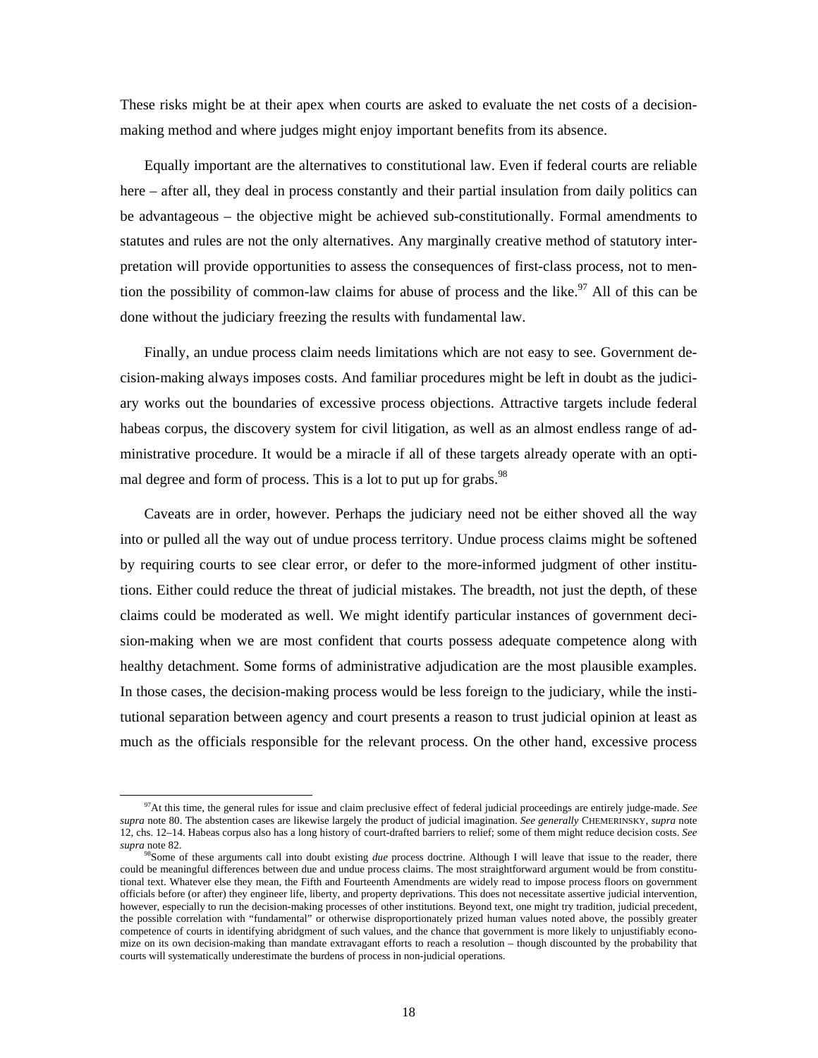These risks might be at their apex when courts are asked to evaluate the net costs of a decision-making method and where judges might enjoy important benefits from its absence.

Equally important are the alternatives to constitutional law. Even if federal courts are reliable here – after all, they deal in process constantly and their partial insulation from daily politics can be advantageous – the objective might be achieved sub-constitutionally. Formal amendments to statutes and rules are not the only alternatives. Any marginally creative method of statutory interpretation will provide opportunities to assess the consequences of first-class process, not to mention the possibility of common-law claims for abuse of process and the like.[97] All of this can be done without the judiciary freezing the results with fundamental law.

Finally, an undue process claim needs limitations which are not easy to see. Government decision-making always imposes costs. And familiar procedures might be left in doubt as the judiciary works out the boundaries of excessive process objections. Attractive targets include federal habeas corpus, the discovery system for civil litigation, as well as an almost endless range of administrative procedure. It would be a miracle if all of these targets already operate with an optimal degree and form of process. This is a lot to put up for grabs.[98]

Caveats are in order, however. Perhaps the judiciary need not be either shoved all the way into or pulled all the way out of undue process territory. Undue process claims might be softened by requiring courts to see clear error, or defer to the more-informed judgment of other institutions. Either could reduce the threat of judicial mistakes. The breadth, not just the depth, of these claims could be moderated as well. We might identify particular instances of government decision-making when we are most confident that courts possess adequate competence along with healthy detachment. Some forms of administrative adjudication are the most plausible examples. In those cases, the decision-making process would be less foreign to the judiciary, while the institutional separation between agency and court presents a reason to trust judicial opinion at least as much as the officials responsible for the relevant process. On the other hand, excessive process

---

[97] At this time, the general rules for issue and claim preclusive effect of federal judicial proceedings are entirely judge-made. *See supra* note 80. The abstention cases are likewise largely the product of judicial imagination. *See generally* CHEMERINSKY, *supra* note 12, chs. 12–14. Habeas corpus also has a long history of court-drafted barriers to relief; some of them might reduce decision costs. *See supra* note 82.

[98] Some of these arguments call into doubt existing *due* process doctrine. Although I will leave that issue to the reader, there could be meaningful differences between due and undue process claims. The most straightforward argument would be from constitutional text. Whatever else they mean, the Fifth and Fourteenth Amendments are widely read to impose process floors on government officials before (or after) they engineer life, liberty, and property deprivations. This does not necessitate assertive judicial intervention, however, especially to run the decision-making processes of other institutions. Beyond text, one might try tradition, judicial precedent, the possible correlation with "fundamental" or otherwise disproportionately prized human values noted above, the possibly greater competence of courts in identifying abridgment of such values, and the chance that government is more likely to unjustifiably economize on its own decision-making than mandate extravagant efforts to reach a resolution – though discounted by the probability that courts will systematically underestimate the burdens of process in non-judicial operations.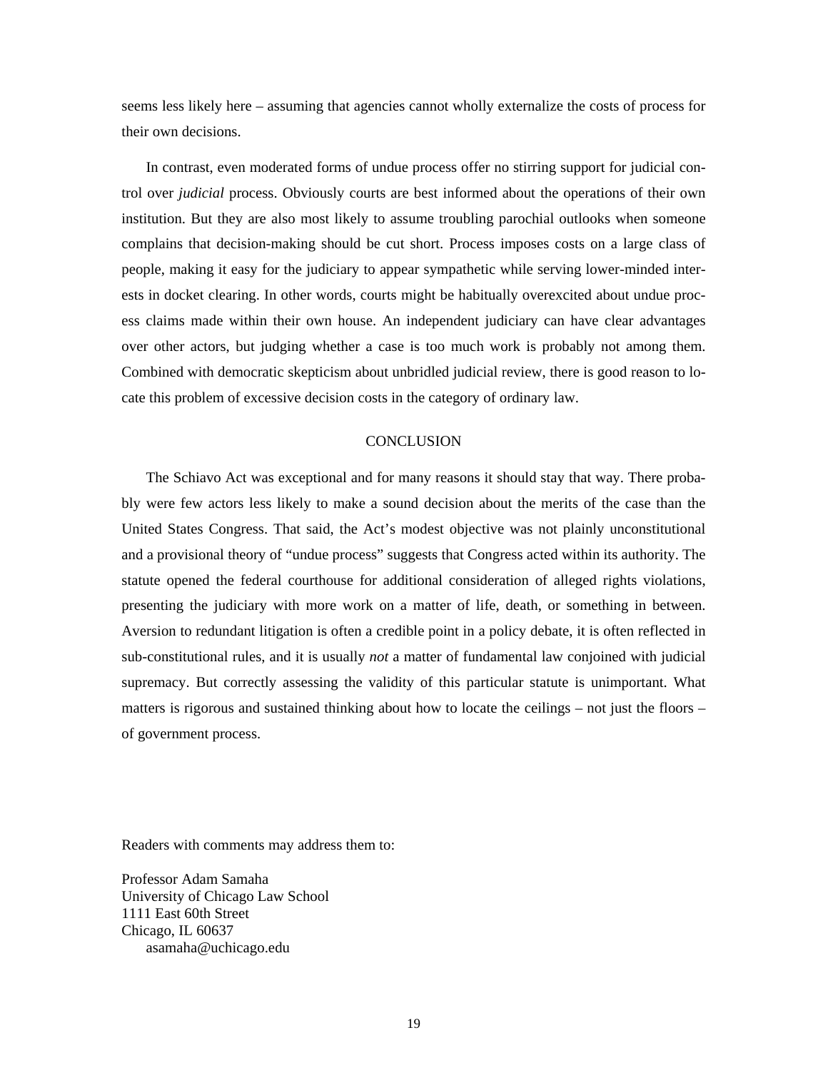seems less likely here – assuming that agencies cannot wholly externalize the costs of process for their own decisions.

In contrast, even moderated forms of undue process offer no stirring support for judicial control over *judicial* process. Obviously courts are best informed about the operations of their own institution. But they are also most likely to assume troubling parochial outlooks when someone complains that decision-making should be cut short. Process imposes costs on a large class of people, making it easy for the judiciary to appear sympathetic while serving lower-minded interests in docket clearing. In other words, courts might be habitually overexcited about undue process claims made within their own house. An independent judiciary can have clear advantages over other actors, but judging whether a case is too much work is probably not among them. Combined with democratic skepticism about unbridled judicial review, there is good reason to locate this problem of excessive decision costs in the category of ordinary law.

## CONCLUSION

The Schiavo Act was exceptional and for many reasons it should stay that way. There probably were few actors less likely to make a sound decision about the merits of the case than the United States Congress. That said, the Act's modest objective was not plainly unconstitutional and a provisional theory of "undue process" suggests that Congress acted within its authority. The statute opened the federal courthouse for additional consideration of alleged rights violations, presenting the judiciary with more work on a matter of life, death, or something in between. Aversion to redundant litigation is often a credible point in a policy debate, it is often reflected in sub-constitutional rules, and it is usually *not* a matter of fundamental law conjoined with judicial supremacy. But correctly assessing the validity of this particular statute is unimportant. What matters is rigorous and sustained thinking about how to locate the ceilings – not just the floors – of government process.

Readers with comments may address them to:

Professor Adam Samaha
University of Chicago Law School
1111 East 60th Street
Chicago, IL 60637
asamaha@uchicago.edu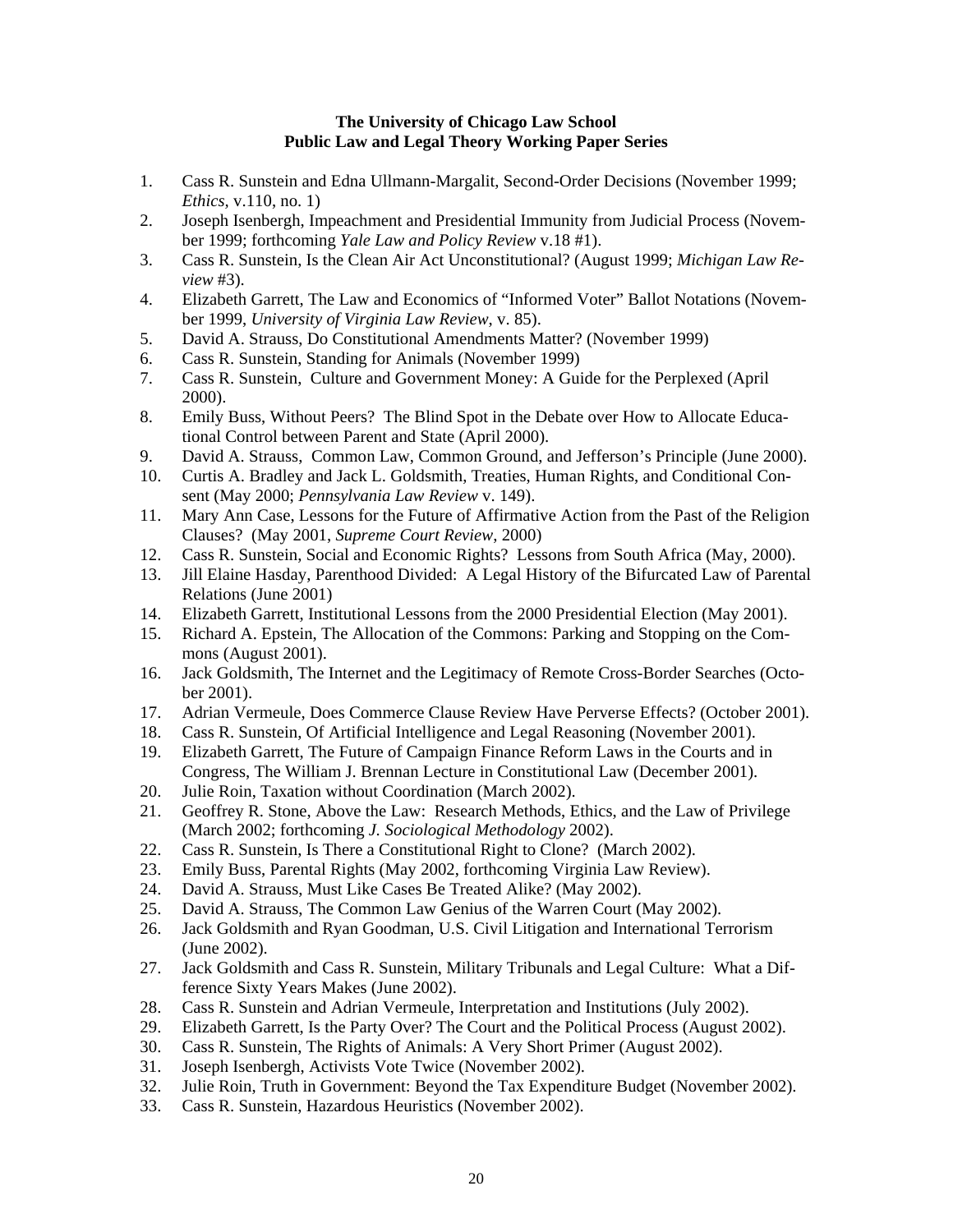**The University of Chicago Law School**
**Public Law and Legal Theory Working Paper Series**

1. Cass R. Sunstein and Edna Ullmann-Margalit, Second-Order Decisions (November 1999; *Ethics*, v.110, no. 1)
2. Joseph Isenbergh, Impeachment and Presidential Immunity from Judicial Process (November 1999; forthcoming *Yale Law and Policy Review* v.18 #1).
3. Cass R. Sunstein, Is the Clean Air Act Unconstitutional? (August 1999; *Michigan Law Review* #3).
4. Elizabeth Garrett, The Law and Economics of "Informed Voter" Ballot Notations (November 1999, *University of Virginia Law Review*, v. 85).
5. David A. Strauss, Do Constitutional Amendments Matter? (November 1999)
6. Cass R. Sunstein, Standing for Animals (November 1999)
7. Cass R. Sunstein, Culture and Government Money: A Guide for the Perplexed (April 2000).
8. Emily Buss, Without Peers? The Blind Spot in the Debate over How to Allocate Educational Control between Parent and State (April 2000).
9. David A. Strauss, Common Law, Common Ground, and Jefferson's Principle (June 2000).
10. Curtis A. Bradley and Jack L. Goldsmith, Treaties, Human Rights, and Conditional Consent (May 2000; *Pennsylvania Law Review* v. 149).
11. Mary Ann Case, Lessons for the Future of Affirmative Action from the Past of the Religion Clauses? (May 2001, *Supreme Court Review*, 2000)
12. Cass R. Sunstein, Social and Economic Rights? Lessons from South Africa (May, 2000).
13. Jill Elaine Hasday, Parenthood Divided: A Legal History of the Bifurcated Law of Parental Relations (June 2001)
14. Elizabeth Garrett, Institutional Lessons from the 2000 Presidential Election (May 2001).
15. Richard A. Epstein, The Allocation of the Commons: Parking and Stopping on the Commons (August 2001).
16. Jack Goldsmith, The Internet and the Legitimacy of Remote Cross-Border Searches (October 2001).
17. Adrian Vermeule, Does Commerce Clause Review Have Perverse Effects? (October 2001).
18. Cass R. Sunstein, Of Artificial Intelligence and Legal Reasoning (November 2001).
19. Elizabeth Garrett, The Future of Campaign Finance Reform Laws in the Courts and in Congress, The William J. Brennan Lecture in Constitutional Law (December 2001).
20. Julie Roin, Taxation without Coordination (March 2002).
21. Geoffrey R. Stone, Above the Law: Research Methods, Ethics, and the Law of Privilege (March 2002; forthcoming *J. Sociological Methodology* 2002).
22. Cass R. Sunstein, Is There a Constitutional Right to Clone? (March 2002).
23. Emily Buss, Parental Rights (May 2002, forthcoming Virginia Law Review).
24. David A. Strauss, Must Like Cases Be Treated Alike? (May 2002).
25. David A. Strauss, The Common Law Genius of the Warren Court (May 2002).
26. Jack Goldsmith and Ryan Goodman, U.S. Civil Litigation and International Terrorism (June 2002).
27. Jack Goldsmith and Cass R. Sunstein, Military Tribunals and Legal Culture: What a Difference Sixty Years Makes (June 2002).
28. Cass R. Sunstein and Adrian Vermeule, Interpretation and Institutions (July 2002).
29. Elizabeth Garrett, Is the Party Over? The Court and the Political Process (August 2002).
30. Cass R. Sunstein, The Rights of Animals: A Very Short Primer (August 2002).
31. Joseph Isenbergh, Activists Vote Twice (November 2002).
32. Julie Roin, Truth in Government: Beyond the Tax Expenditure Budget (November 2002).
33. Cass R. Sunstein, Hazardous Heuristics (November 2002).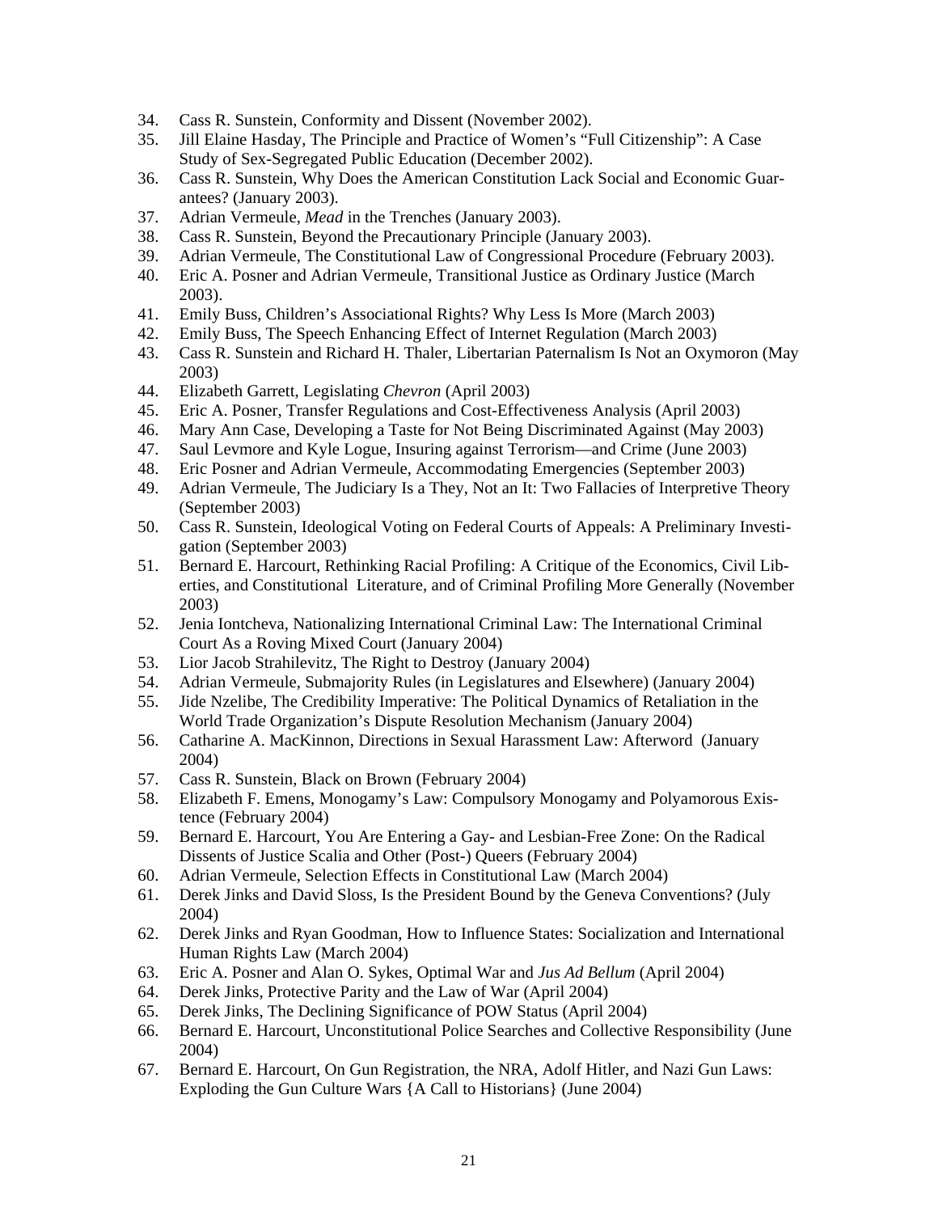34. Cass R. Sunstein, Conformity and Dissent (November 2002).
35. Jill Elaine Hasday, The Principle and Practice of Women's "Full Citizenship": A Case Study of Sex-Segregated Public Education (December 2002).
36. Cass R. Sunstein, Why Does the American Constitution Lack Social and Economic Guarantees? (January 2003).
37. Adrian Vermeule, *Mead* in the Trenches (January 2003).
38. Cass R. Sunstein, Beyond the Precautionary Principle (January 2003).
39. Adrian Vermeule, The Constitutional Law of Congressional Procedure (February 2003).
40. Eric A. Posner and Adrian Vermeule, Transitional Justice as Ordinary Justice (March 2003).
41. Emily Buss, Children's Associational Rights? Why Less Is More (March 2003)
42. Emily Buss, The Speech Enhancing Effect of Internet Regulation (March 2003)
43. Cass R. Sunstein and Richard H. Thaler, Libertarian Paternalism Is Not an Oxymoron (May 2003)
44. Elizabeth Garrett, Legislating *Chevron* (April 2003)
45. Eric A. Posner, Transfer Regulations and Cost-Effectiveness Analysis (April 2003)
46. Mary Ann Case, Developing a Taste for Not Being Discriminated Against (May 2003)
47. Saul Levmore and Kyle Logue, Insuring against Terrorism—and Crime (June 2003)
48. Eric Posner and Adrian Vermeule, Accommodating Emergencies (September 2003)
49. Adrian Vermeule, The Judiciary Is a They, Not an It: Two Fallacies of Interpretive Theory (September 2003)
50. Cass R. Sunstein, Ideological Voting on Federal Courts of Appeals: A Preliminary Investigation (September 2003)
51. Bernard E. Harcourt, Rethinking Racial Profiling: A Critique of the Economics, Civil Liberties, and Constitutional Literature, and of Criminal Profiling More Generally (November 2003)
52. Jenia Iontcheva, Nationalizing International Criminal Law: The International Criminal Court As a Roving Mixed Court (January 2004)
53. Lior Jacob Strahilevitz, The Right to Destroy (January 2004)
54. Adrian Vermeule, Submajority Rules (in Legislatures and Elsewhere) (January 2004)
55. Jide Nzelibe, The Credibility Imperative: The Political Dynamics of Retaliation in the World Trade Organization's Dispute Resolution Mechanism (January 2004)
56. Catharine A. MacKinnon, Directions in Sexual Harassment Law: Afterword (January 2004)
57. Cass R. Sunstein, Black on Brown (February 2004)
58. Elizabeth F. Emens, Monogamy's Law: Compulsory Monogamy and Polyamorous Existence (February 2004)
59. Bernard E. Harcourt, You Are Entering a Gay- and Lesbian-Free Zone: On the Radical Dissents of Justice Scalia and Other (Post-) Queers (February 2004)
60. Adrian Vermeule, Selection Effects in Constitutional Law (March 2004)
61. Derek Jinks and David Sloss, Is the President Bound by the Geneva Conventions? (July 2004)
62. Derek Jinks and Ryan Goodman, How to Influence States: Socialization and International Human Rights Law (March 2004)
63. Eric A. Posner and Alan O. Sykes, Optimal War and *Jus Ad Bellum* (April 2004)
64. Derek Jinks, Protective Parity and the Law of War (April 2004)
65. Derek Jinks, The Declining Significance of POW Status (April 2004)
66. Bernard E. Harcourt, Unconstitutional Police Searches and Collective Responsibility (June 2004)
67. Bernard E. Harcourt, On Gun Registration, the NRA, Adolf Hitler, and Nazi Gun Laws: Exploding the Gun Culture Wars {A Call to Historians} (June 2004)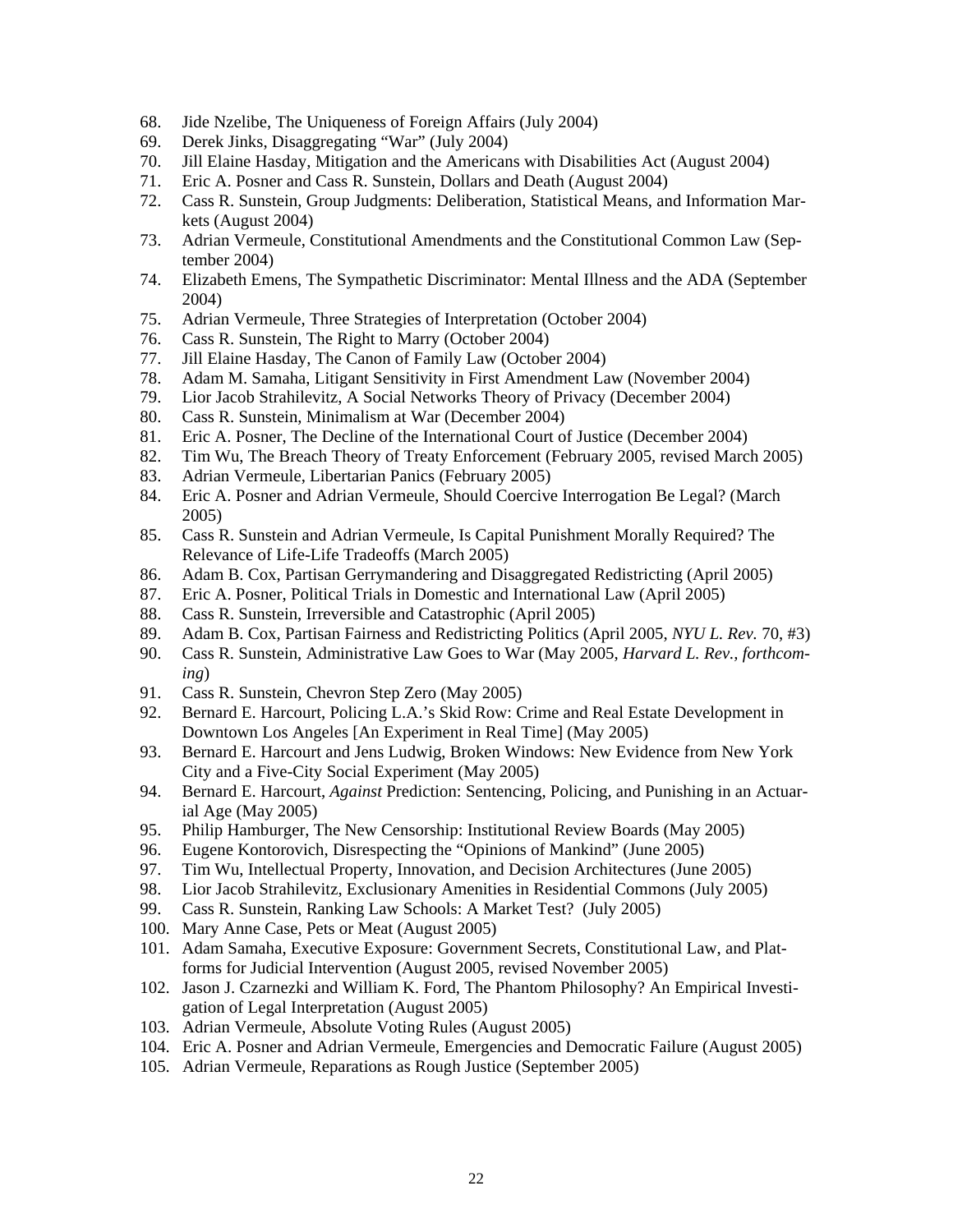68. Jide Nzelibe, The Uniqueness of Foreign Affairs (July 2004)
69. Derek Jinks, Disaggregating "War" (July 2004)
70. Jill Elaine Hasday, Mitigation and the Americans with Disabilities Act (August 2004)
71. Eric A. Posner and Cass R. Sunstein, Dollars and Death (August 2004)
72. Cass R. Sunstein, Group Judgments: Deliberation, Statistical Means, and Information Markets (August 2004)
73. Adrian Vermeule, Constitutional Amendments and the Constitutional Common Law (September 2004)
74. Elizabeth Emens, The Sympathetic Discriminator: Mental Illness and the ADA (September 2004)
75. Adrian Vermeule, Three Strategies of Interpretation (October 2004)
76. Cass R. Sunstein, The Right to Marry (October 2004)
77. Jill Elaine Hasday, The Canon of Family Law (October 2004)
78. Adam M. Samaha, Litigant Sensitivity in First Amendment Law (November 2004)
79. Lior Jacob Strahilevitz, A Social Networks Theory of Privacy (December 2004)
80. Cass R. Sunstein, Minimalism at War (December 2004)
81. Eric A. Posner, The Decline of the International Court of Justice (December 2004)
82. Tim Wu, The Breach Theory of Treaty Enforcement (February 2005, revised March 2005)
83. Adrian Vermeule, Libertarian Panics (February 2005)
84. Eric A. Posner and Adrian Vermeule, Should Coercive Interrogation Be Legal? (March 2005)
85. Cass R. Sunstein and Adrian Vermeule, Is Capital Punishment Morally Required? The Relevance of Life-Life Tradeoffs (March 2005)
86. Adam B. Cox, Partisan Gerrymandering and Disaggregated Redistricting (April 2005)
87. Eric A. Posner, Political Trials in Domestic and International Law (April 2005)
88. Cass R. Sunstein, Irreversible and Catastrophic (April 2005)
89. Adam B. Cox, Partisan Fairness and Redistricting Politics (April 2005, *NYU L. Rev.* 70, #3)
90. Cass R. Sunstein, Administrative Law Goes to War (May 2005, *Harvard L. Rev., forthcoming*)
91. Cass R. Sunstein, Chevron Step Zero (May 2005)
92. Bernard E. Harcourt, Policing L.A.'s Skid Row: Crime and Real Estate Development in Downtown Los Angeles [An Experiment in Real Time] (May 2005)
93. Bernard E. Harcourt and Jens Ludwig, Broken Windows: New Evidence from New York City and a Five-City Social Experiment (May 2005)
94. Bernard E. Harcourt, *Against* Prediction: Sentencing, Policing, and Punishing in an Actuarial Age (May 2005)
95. Philip Hamburger, The New Censorship: Institutional Review Boards (May 2005)
96. Eugene Kontorovich, Disrespecting the "Opinions of Mankind" (June 2005)
97. Tim Wu, Intellectual Property, Innovation, and Decision Architectures (June 2005)
98. Lior Jacob Strahilevitz, Exclusionary Amenities in Residential Commons (July 2005)
99. Cass R. Sunstein, Ranking Law Schools: A Market Test? (July 2005)
100. Mary Anne Case, Pets or Meat (August 2005)
101. Adam Samaha, Executive Exposure: Government Secrets, Constitutional Law, and Platforms for Judicial Intervention (August 2005, revised November 2005)
102. Jason J. Czarnezki and William K. Ford, The Phantom Philosophy? An Empirical Investigation of Legal Interpretation (August 2005)
103. Adrian Vermeule, Absolute Voting Rules (August 2005)
104. Eric A. Posner and Adrian Vermeule, Emergencies and Democratic Failure (August 2005)
105. Adrian Vermeule, Reparations as Rough Justice (September 2005)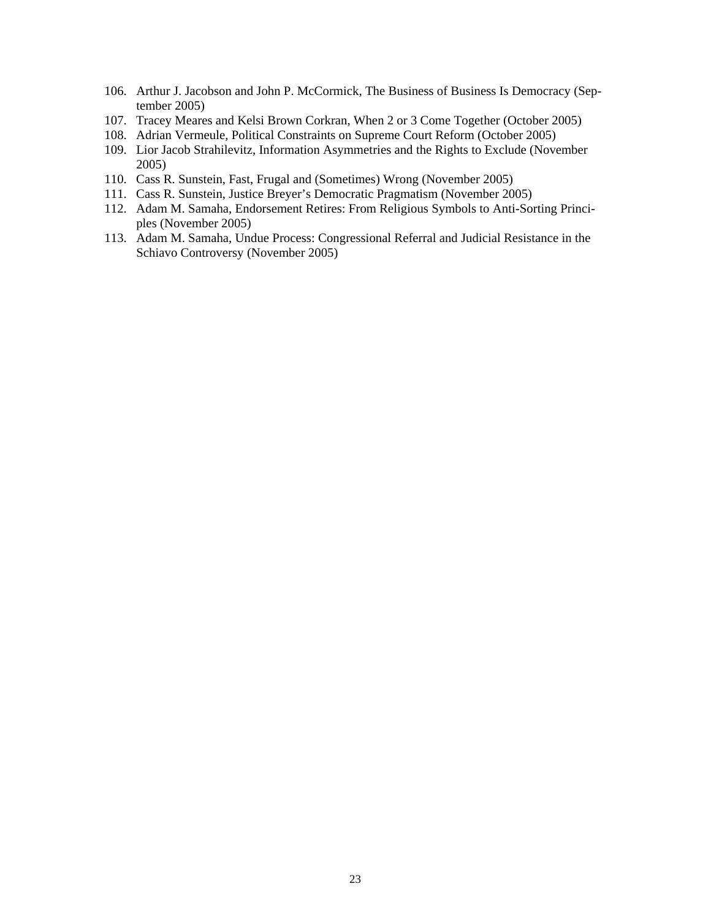106. Arthur J. Jacobson and John P. McCormick, The Business of Business Is Democracy (September 2005)
107. Tracey Meares and Kelsi Brown Corkran, When 2 or 3 Come Together (October 2005)
108. Adrian Vermeule, Political Constraints on Supreme Court Reform (October 2005)
109. Lior Jacob Strahilevitz, Information Asymmetries and the Rights to Exclude (November 2005)
110. Cass R. Sunstein, Fast, Frugal and (Sometimes) Wrong (November 2005)
111. Cass R. Sunstein, Justice Breyer's Democratic Pragmatism (November 2005)
112. Adam M. Samaha, Endorsement Retires: From Religious Symbols to Anti-Sorting Principles (November 2005)
113. Adam M. Samaha, Undue Process: Congressional Referral and Judicial Resistance in the Schiavo Controversy (November 2005)